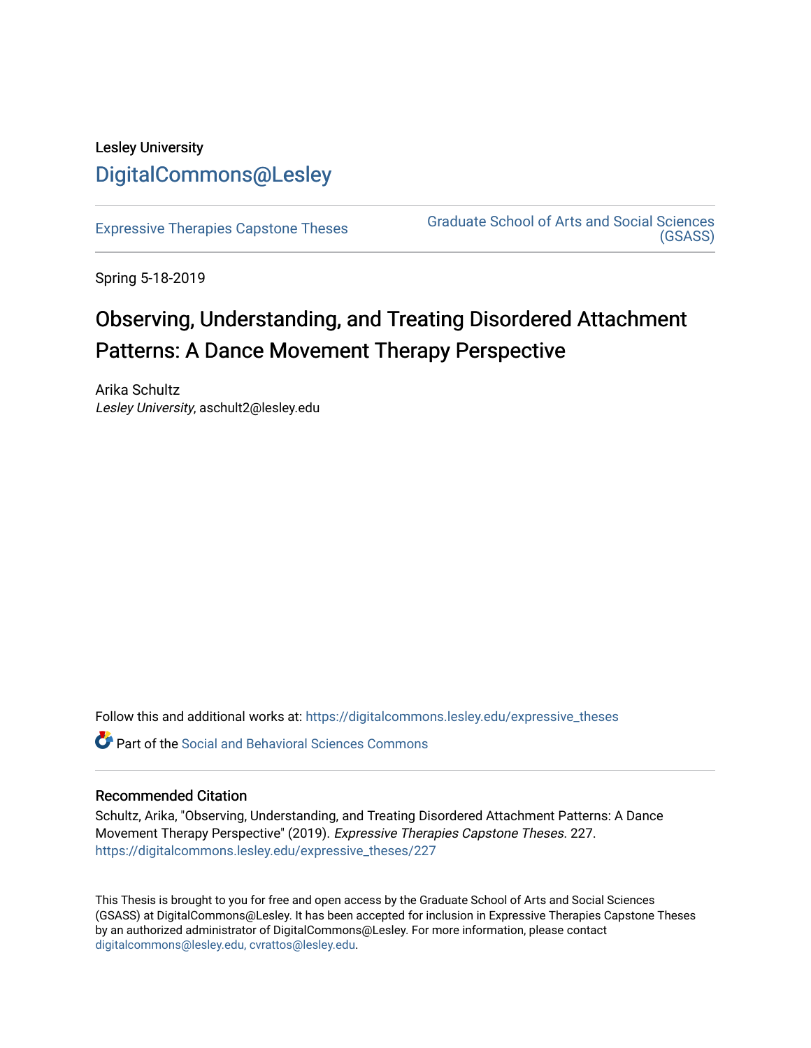Lesley University

DigitalCommons@Lesley

Expressive Therapies Capstone Theses

Graduate School of Arts and Social Sciences (GSASS)

Spring 5-18-2019

# Observing, Understanding, and Treating Disordered Attachment Patterns: A Dance Movement Therapy Perspective

Arika Schultz
*Lesley University*, aschult2@lesley.edu

Follow this and additional works at: https://digitalcommons.lesley.edu/expressive_theses

Part of the Social and Behavioral Sciences Commons

## Recommended Citation

Schultz, Arika, "Observing, Understanding, and Treating Disordered Attachment Patterns: A Dance Movement Therapy Perspective" (2019). *Expressive Therapies Capstone Theses*. 227.
https://digitalcommons.lesley.edu/expressive_theses/227

This Thesis is brought to you for free and open access by the Graduate School of Arts and Social Sciences (GSASS) at DigitalCommons@Lesley. It has been accepted for inclusion in Expressive Therapies Capstone Theses by an authorized administrator of DigitalCommons@Lesley. For more information, please contact digitalcommons@lesley.edu, cvrattos@lesley.edu.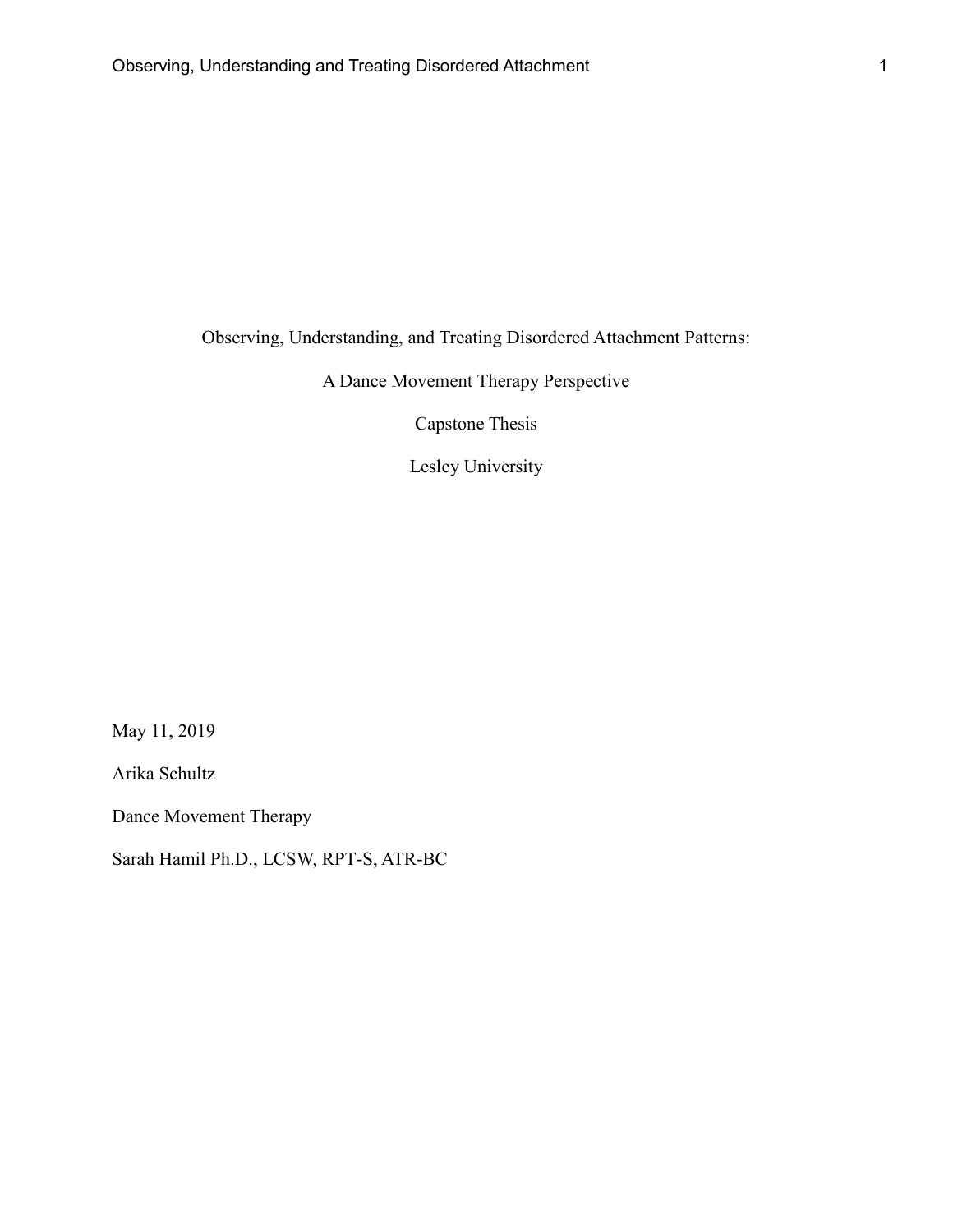Observing, Understanding, and Treating Disordered Attachment Patterns:

A Dance Movement Therapy Perspective

Capstone Thesis

Lesley University

May 11, 2019

Arika Schultz

Dance Movement Therapy

Sarah Hamil Ph.D., LCSW, RPT-S, ATR-BC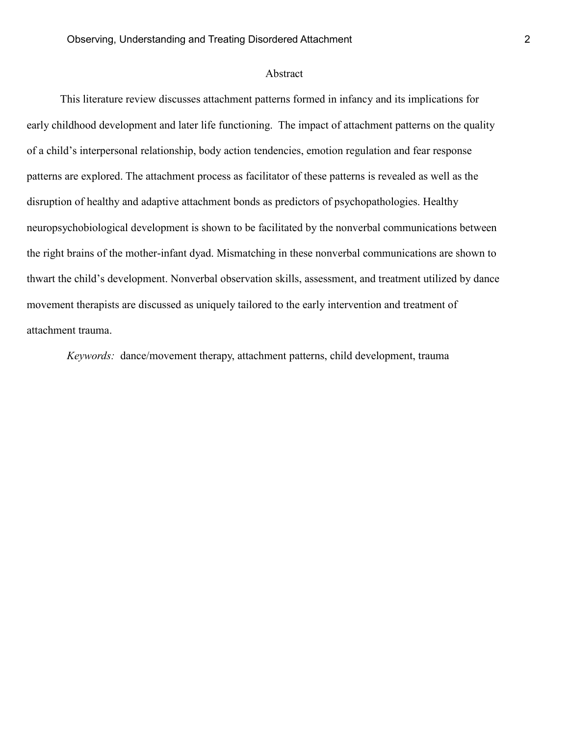## Abstract

This literature review discusses attachment patterns formed in infancy and its implications for early childhood development and later life functioning. The impact of attachment patterns on the quality of a child's interpersonal relationship, body action tendencies, emotion regulation and fear response patterns are explored. The attachment process as facilitator of these patterns is revealed as well as the disruption of healthy and adaptive attachment bonds as predictors of psychopathologies. Healthy neuropsychobiological development is shown to be facilitated by the nonverbal communications between the right brains of the mother-infant dyad. Mismatching in these nonverbal communications are shown to thwart the child's development. Nonverbal observation skills, assessment, and treatment utilized by dance movement therapists are discussed as uniquely tailored to the early intervention and treatment of attachment trauma.

*Keywords:* dance/movement therapy, attachment patterns, child development, trauma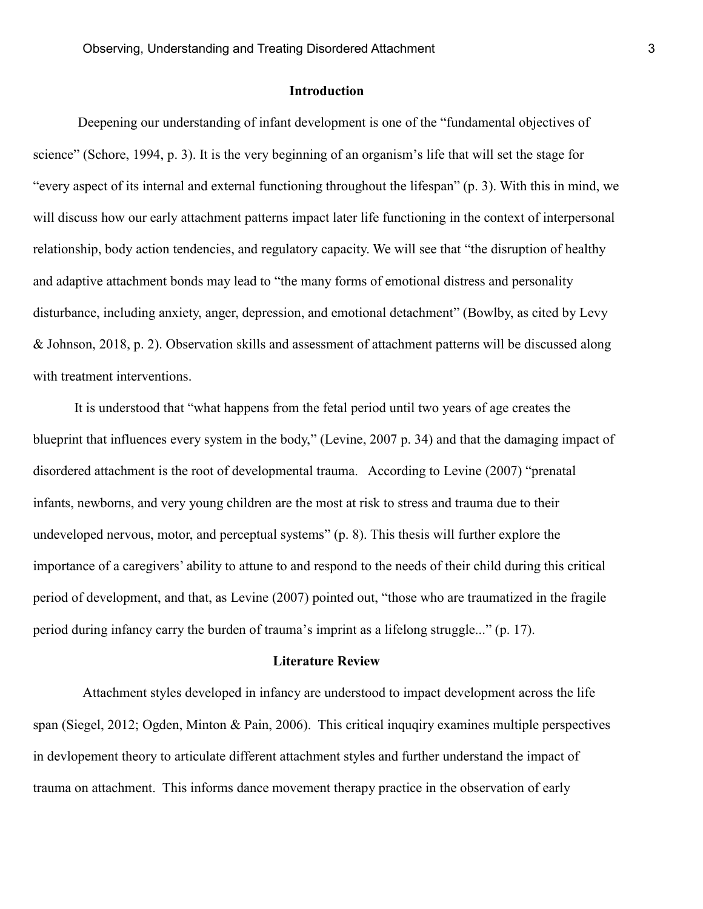## Introduction

Deepening our understanding of infant development is one of the "fundamental objectives of science" (Schore, 1994, p. 3). It is the very beginning of an organism's life that will set the stage for "every aspect of its internal and external functioning throughout the lifespan" (p. 3). With this in mind, we will discuss how our early attachment patterns impact later life functioning in the context of interpersonal relationship, body action tendencies, and regulatory capacity. We will see that "the disruption of healthy and adaptive attachment bonds may lead to "the many forms of emotional distress and personality disturbance, including anxiety, anger, depression, and emotional detachment" (Bowlby, as cited by Levy & Johnson, 2018, p. 2). Observation skills and assessment of attachment patterns will be discussed along with treatment interventions.

It is understood that "what happens from the fetal period until two years of age creates the blueprint that influences every system in the body," (Levine, 2007 p. 34) and that the damaging impact of disordered attachment is the root of developmental trauma. According to Levine (2007) "prenatal infants, newborns, and very young children are the most at risk to stress and trauma due to their undeveloped nervous, motor, and perceptual systems" (p. 8). This thesis will further explore the importance of a caregivers' ability to attune to and respond to the needs of their child during this critical period of development, and that, as Levine (2007) pointed out, "those who are traumatized in the fragile period during infancy carry the burden of trauma's imprint as a lifelong struggle..." (p. 17).

## Literature Review

Attachment styles developed in infancy are understood to impact development across the life span (Siegel, 2012; Ogden, Minton & Pain, 2006). This critical inquqiry examines multiple perspectives in devlopement theory to articulate different attachment styles and further understand the impact of trauma on attachment. This informs dance movement therapy practice in the observation of early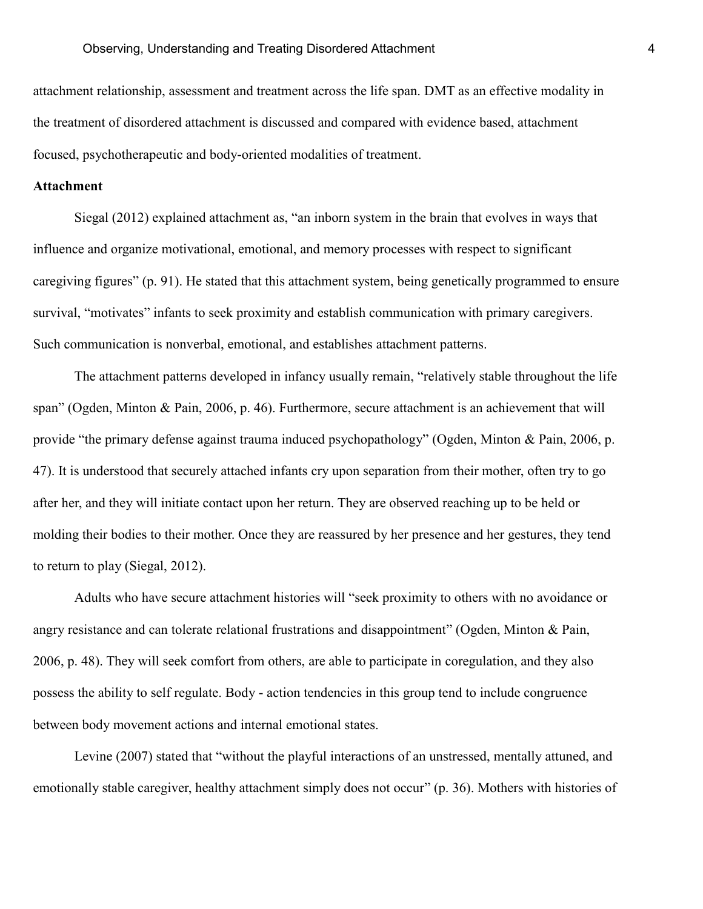attachment relationship, assessment and treatment across the life span. DMT as an effective modality in the treatment of disordered attachment is discussed and compared with evidence based, attachment focused, psychotherapeutic and body-oriented modalities of treatment.

**Attachment**

Siegal (2012) explained attachment as, "an inborn system in the brain that evolves in ways that influence and organize motivational, emotional, and memory processes with respect to significant caregiving figures" (p. 91). He stated that this attachment system, being genetically programmed to ensure survival, "motivates" infants to seek proximity and establish communication with primary caregivers. Such communication is nonverbal, emotional, and establishes attachment patterns.

The attachment patterns developed in infancy usually remain, "relatively stable throughout the life span" (Ogden, Minton & Pain, 2006, p. 46). Furthermore, secure attachment is an achievement that will provide "the primary defense against trauma induced psychopathology" (Ogden, Minton & Pain, 2006, p. 47). It is understood that securely attached infants cry upon separation from their mother, often try to go after her, and they will initiate contact upon her return. They are observed reaching up to be held or molding their bodies to their mother. Once they are reassured by her presence and her gestures, they tend to return to play (Siegal, 2012).

Adults who have secure attachment histories will "seek proximity to others with no avoidance or angry resistance and can tolerate relational frustrations and disappointment" (Ogden, Minton & Pain, 2006, p. 48). They will seek comfort from others, are able to participate in coregulation, and they also possess the ability to self regulate. Body - action tendencies in this group tend to include congruence between body movement actions and internal emotional states.

Levine (2007) stated that "without the playful interactions of an unstressed, mentally attuned, and emotionally stable caregiver, healthy attachment simply does not occur" (p. 36). Mothers with histories of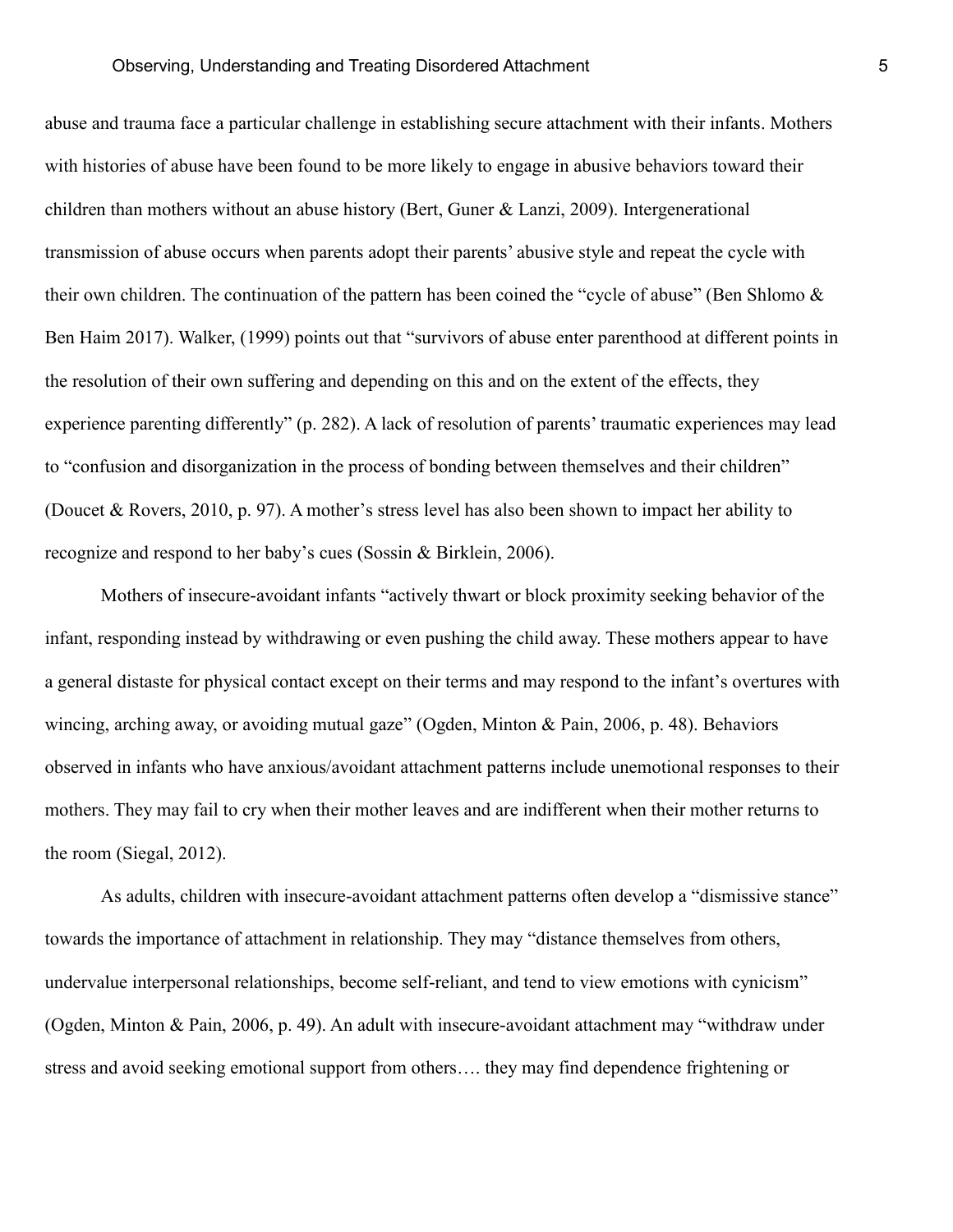abuse and trauma face a particular challenge in establishing secure attachment with their infants. Mothers with histories of abuse have been found to be more likely to engage in abusive behaviors toward their children than mothers without an abuse history (Bert, Guner & Lanzi, 2009). Intergenerational transmission of abuse occurs when parents adopt their parents' abusive style and repeat the cycle with their own children. The continuation of the pattern has been coined the "cycle of abuse" (Ben Shlomo & Ben Haim 2017). Walker, (1999) points out that "survivors of abuse enter parenthood at different points in the resolution of their own suffering and depending on this and on the extent of the effects, they experience parenting differently" (p. 282). A lack of resolution of parents' traumatic experiences may lead to "confusion and disorganization in the process of bonding between themselves and their children" (Doucet & Rovers, 2010, p. 97). A mother's stress level has also been shown to impact her ability to recognize and respond to her baby's cues (Sossin & Birklein, 2006).

Mothers of insecure-avoidant infants "actively thwart or block proximity seeking behavior of the infant, responding instead by withdrawing or even pushing the child away. These mothers appear to have a general distaste for physical contact except on their terms and may respond to the infant's overtures with wincing, arching away, or avoiding mutual gaze" (Ogden, Minton & Pain, 2006, p. 48). Behaviors observed in infants who have anxious/avoidant attachment patterns include unemotional responses to their mothers. They may fail to cry when their mother leaves and are indifferent when their mother returns to the room (Siegal, 2012).

As adults, children with insecure-avoidant attachment patterns often develop a "dismissive stance" towards the importance of attachment in relationship. They may "distance themselves from others, undervalue interpersonal relationships, become self-reliant, and tend to view emotions with cynicism" (Ogden, Minton & Pain, 2006, p. 49). An adult with insecure-avoidant attachment may "withdraw under stress and avoid seeking emotional support from others…. they may find dependence frightening or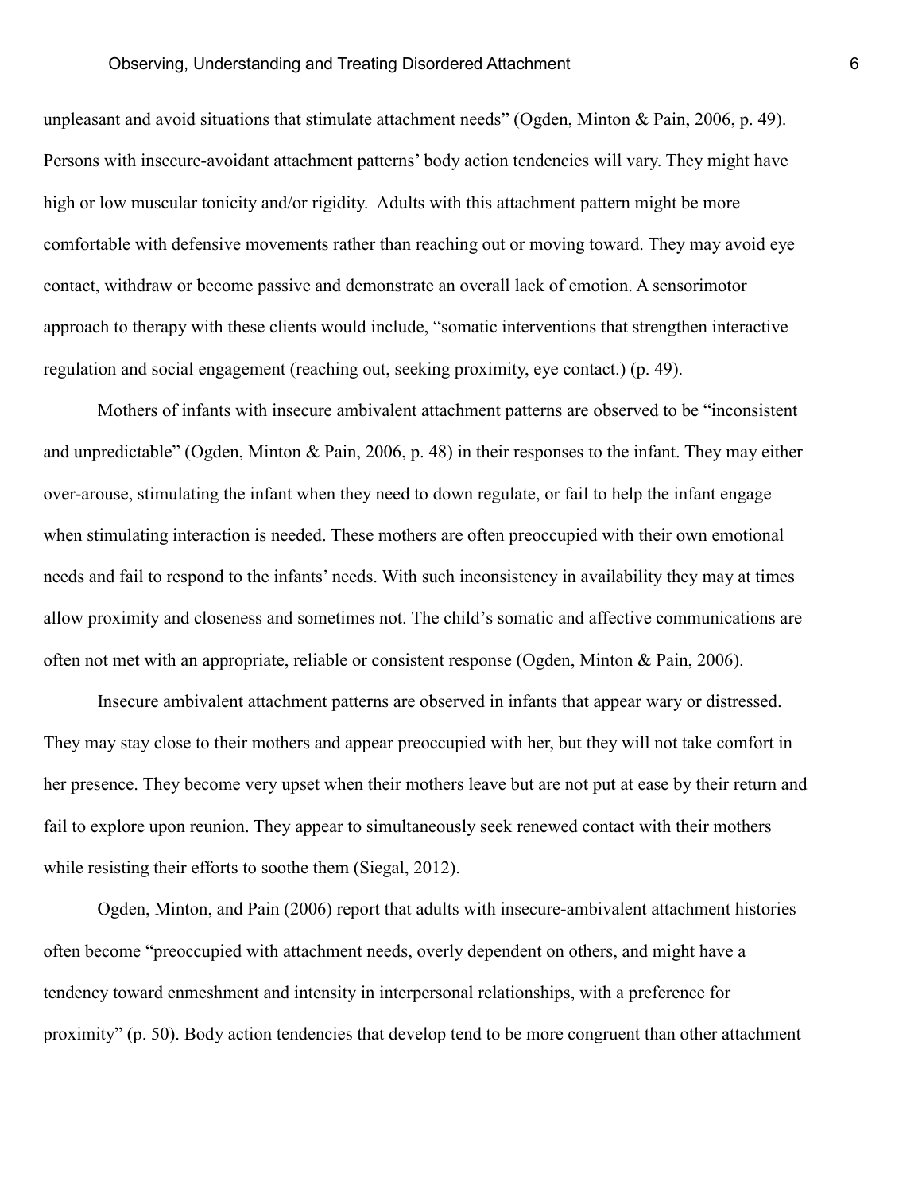unpleasant and avoid situations that stimulate attachment needs" (Ogden, Minton & Pain, 2006, p. 49). Persons with insecure-avoidant attachment patterns' body action tendencies will vary. They might have high or low muscular tonicity and/or rigidity. Adults with this attachment pattern might be more comfortable with defensive movements rather than reaching out or moving toward. They may avoid eye contact, withdraw or become passive and demonstrate an overall lack of emotion. A sensorimotor approach to therapy with these clients would include, "somatic interventions that strengthen interactive regulation and social engagement (reaching out, seeking proximity, eye contact.) (p. 49).

Mothers of infants with insecure ambivalent attachment patterns are observed to be "inconsistent and unpredictable" (Ogden, Minton & Pain, 2006, p. 48) in their responses to the infant. They may either over-arouse, stimulating the infant when they need to down regulate, or fail to help the infant engage when stimulating interaction is needed. These mothers are often preoccupied with their own emotional needs and fail to respond to the infants' needs. With such inconsistency in availability they may at times allow proximity and closeness and sometimes not. The child's somatic and affective communications are often not met with an appropriate, reliable or consistent response (Ogden, Minton & Pain, 2006).

Insecure ambivalent attachment patterns are observed in infants that appear wary or distressed. They may stay close to their mothers and appear preoccupied with her, but they will not take comfort in her presence. They become very upset when their mothers leave but are not put at ease by their return and fail to explore upon reunion. They appear to simultaneously seek renewed contact with their mothers while resisting their efforts to soothe them (Siegal, 2012).

Ogden, Minton, and Pain (2006) report that adults with insecure-ambivalent attachment histories often become "preoccupied with attachment needs, overly dependent on others, and might have a tendency toward enmeshment and intensity in interpersonal relationships, with a preference for proximity" (p. 50). Body action tendencies that develop tend to be more congruent than other attachment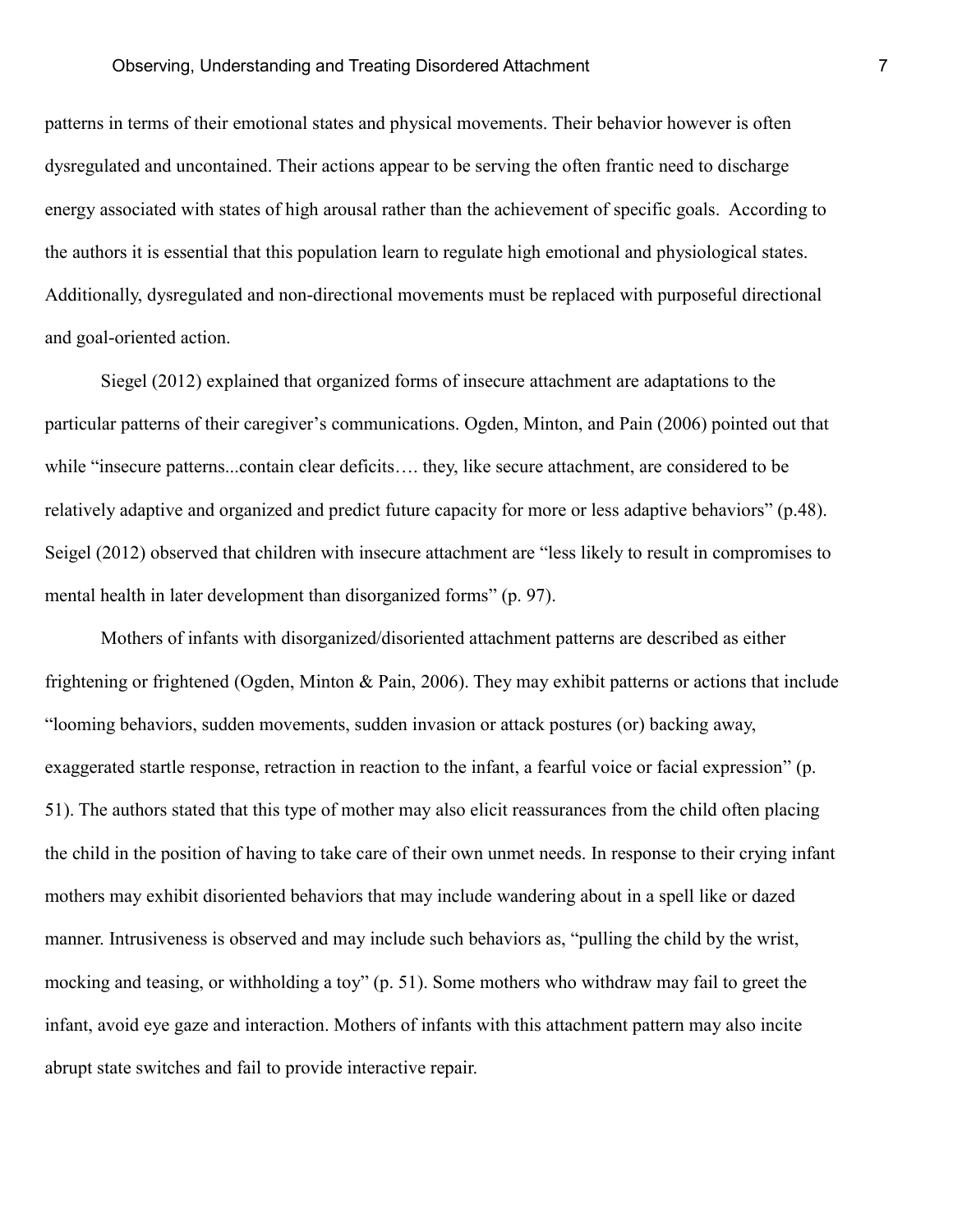patterns in terms of their emotional states and physical movements. Their behavior however is often dysregulated and uncontained. Their actions appear to be serving the often frantic need to discharge energy associated with states of high arousal rather than the achievement of specific goals. According to the authors it is essential that this population learn to regulate high emotional and physiological states. Additionally, dysregulated and non-directional movements must be replaced with purposeful directional and goal-oriented action.

Siegel (2012) explained that organized forms of insecure attachment are adaptations to the particular patterns of their caregiver's communications. Ogden, Minton, and Pain (2006) pointed out that while "insecure patterns...contain clear deficits…. they, like secure attachment, are considered to be relatively adaptive and organized and predict future capacity for more or less adaptive behaviors" (p.48). Seigel (2012) observed that children with insecure attachment are "less likely to result in compromises to mental health in later development than disorganized forms" (p. 97).

Mothers of infants with disorganized/disoriented attachment patterns are described as either frightening or frightened (Ogden, Minton & Pain, 2006). They may exhibit patterns or actions that include "looming behaviors, sudden movements, sudden invasion or attack postures (or) backing away, exaggerated startle response, retraction in reaction to the infant, a fearful voice or facial expression" (p. 51). The authors stated that this type of mother may also elicit reassurances from the child often placing the child in the position of having to take care of their own unmet needs. In response to their crying infant mothers may exhibit disoriented behaviors that may include wandering about in a spell like or dazed manner. Intrusiveness is observed and may include such behaviors as, "pulling the child by the wrist, mocking and teasing, or withholding a toy" (p. 51). Some mothers who withdraw may fail to greet the infant, avoid eye gaze and interaction. Mothers of infants with this attachment pattern may also incite abrupt state switches and fail to provide interactive repair.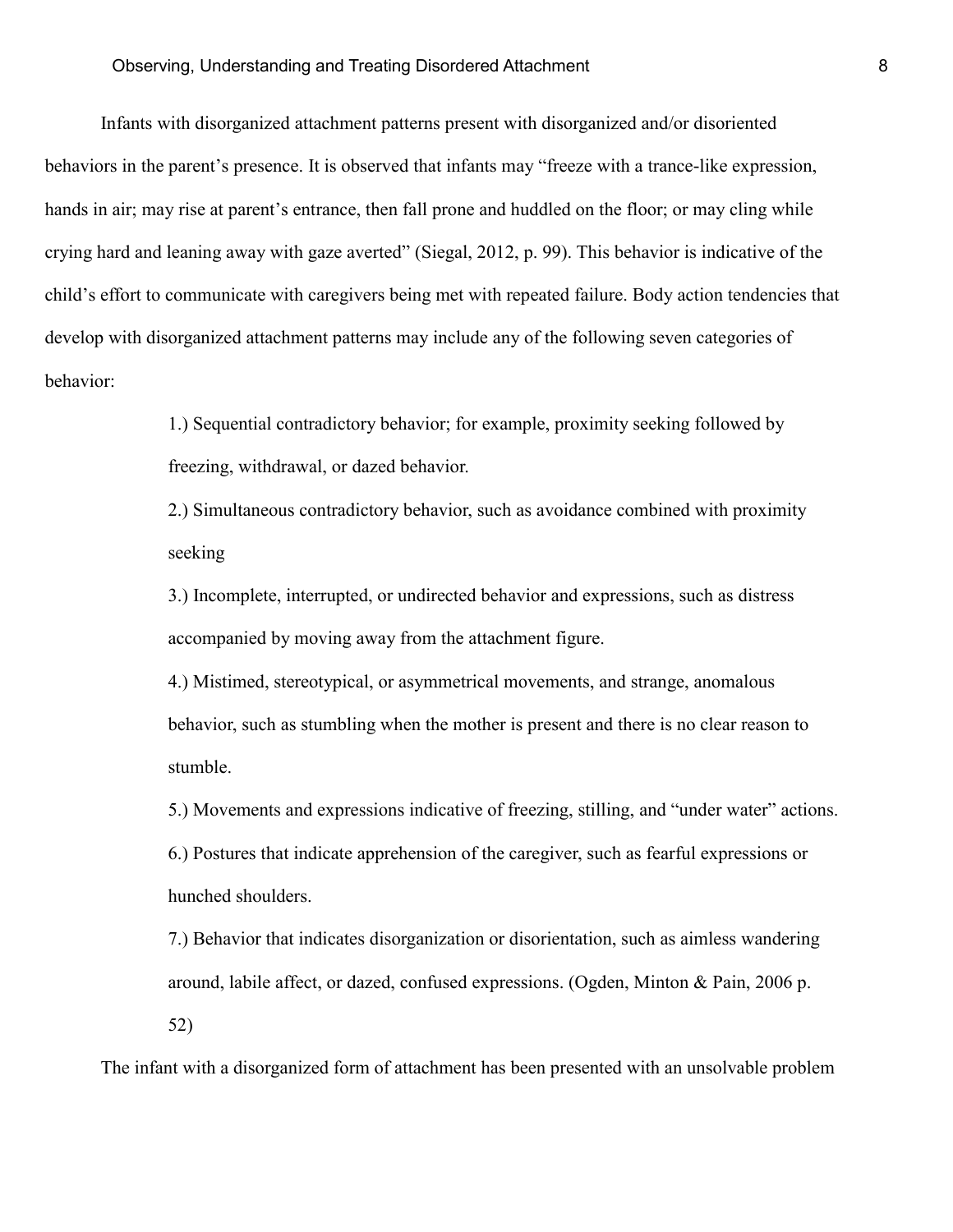Infants with disorganized attachment patterns present with disorganized and/or disoriented behaviors in the parent's presence. It is observed that infants may "freeze with a trance-like expression, hands in air; may rise at parent's entrance, then fall prone and huddled on the floor; or may cling while crying hard and leaning away with gaze averted" (Siegal, 2012, p. 99). This behavior is indicative of the child's effort to communicate with caregivers being met with repeated failure. Body action tendencies that develop with disorganized attachment patterns may include any of the following seven categories of behavior:

> 1.) Sequential contradictory behavior; for example, proximity seeking followed by freezing, withdrawal, or dazed behavior.
>
> 2.) Simultaneous contradictory behavior, such as avoidance combined with proximity seeking
>
> 3.) Incomplete, interrupted, or undirected behavior and expressions, such as distress accompanied by moving away from the attachment figure.
>
> 4.) Mistimed, stereotypical, or asymmetrical movements, and strange, anomalous behavior, such as stumbling when the mother is present and there is no clear reason to stumble.
>
> 5.) Movements and expressions indicative of freezing, stilling, and "under water" actions.
>
> 6.) Postures that indicate apprehension of the caregiver, such as fearful expressions or hunched shoulders.
>
> 7.) Behavior that indicates disorganization or disorientation, such as aimless wandering around, labile affect, or dazed, confused expressions. (Ogden, Minton & Pain, 2006 p. 52)

The infant with a disorganized form of attachment has been presented with an unsolvable problem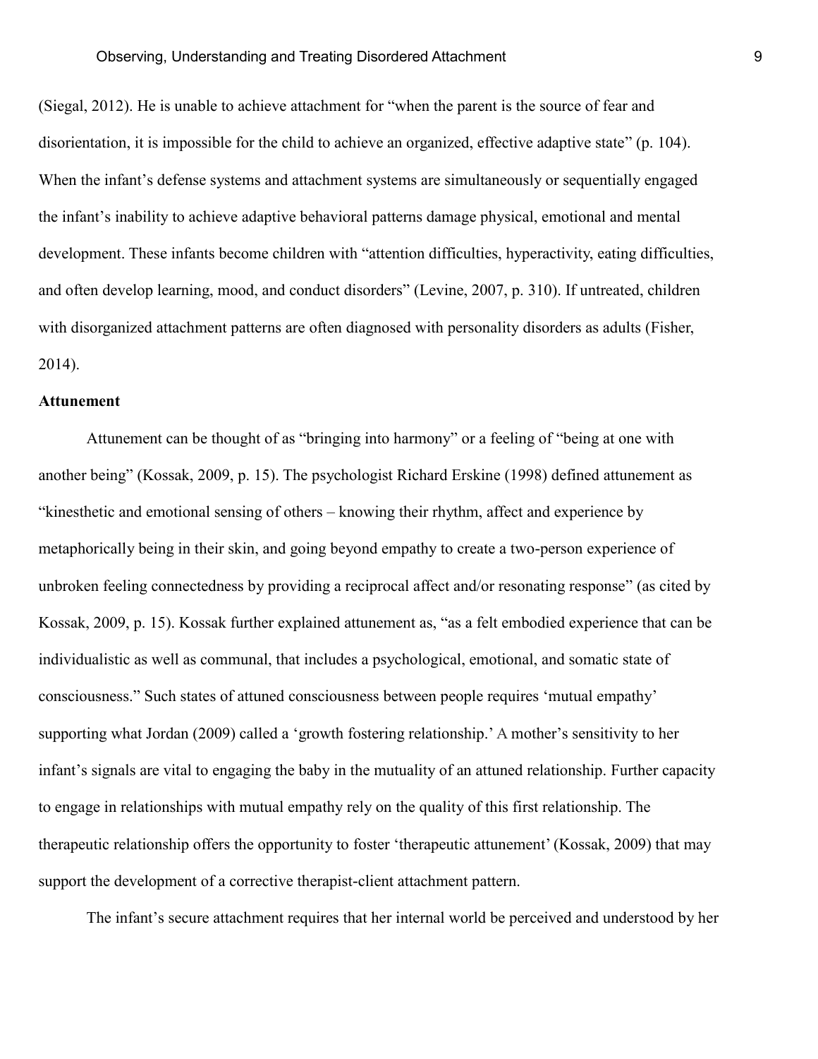(Siegal, 2012). He is unable to achieve attachment for "when the parent is the source of fear and disorientation, it is impossible for the child to achieve an organized, effective adaptive state" (p. 104). When the infant's defense systems and attachment systems are simultaneously or sequentially engaged the infant's inability to achieve adaptive behavioral patterns damage physical, emotional and mental development. These infants become children with "attention difficulties, hyperactivity, eating difficulties, and often develop learning, mood, and conduct disorders" (Levine, 2007, p. 310). If untreated, children with disorganized attachment patterns are often diagnosed with personality disorders as adults (Fisher, 2014).

**Attunement**

Attunement can be thought of as "bringing into harmony" or a feeling of "being at one with another being" (Kossak, 2009, p. 15). The psychologist Richard Erskine (1998) defined attunement as "kinesthetic and emotional sensing of others – knowing their rhythm, affect and experience by metaphorically being in their skin, and going beyond empathy to create a two-person experience of unbroken feeling connectedness by providing a reciprocal affect and/or resonating response" (as cited by Kossak, 2009, p. 15). Kossak further explained attunement as, "as a felt embodied experience that can be individualistic as well as communal, that includes a psychological, emotional, and somatic state of consciousness." Such states of attuned consciousness between people requires 'mutual empathy' supporting what Jordan (2009) called a 'growth fostering relationship.' A mother's sensitivity to her infant's signals are vital to engaging the baby in the mutuality of an attuned relationship. Further capacity to engage in relationships with mutual empathy rely on the quality of this first relationship. The therapeutic relationship offers the opportunity to foster 'therapeutic attunement' (Kossak, 2009) that may support the development of a corrective therapist-client attachment pattern.

The infant's secure attachment requires that her internal world be perceived and understood by her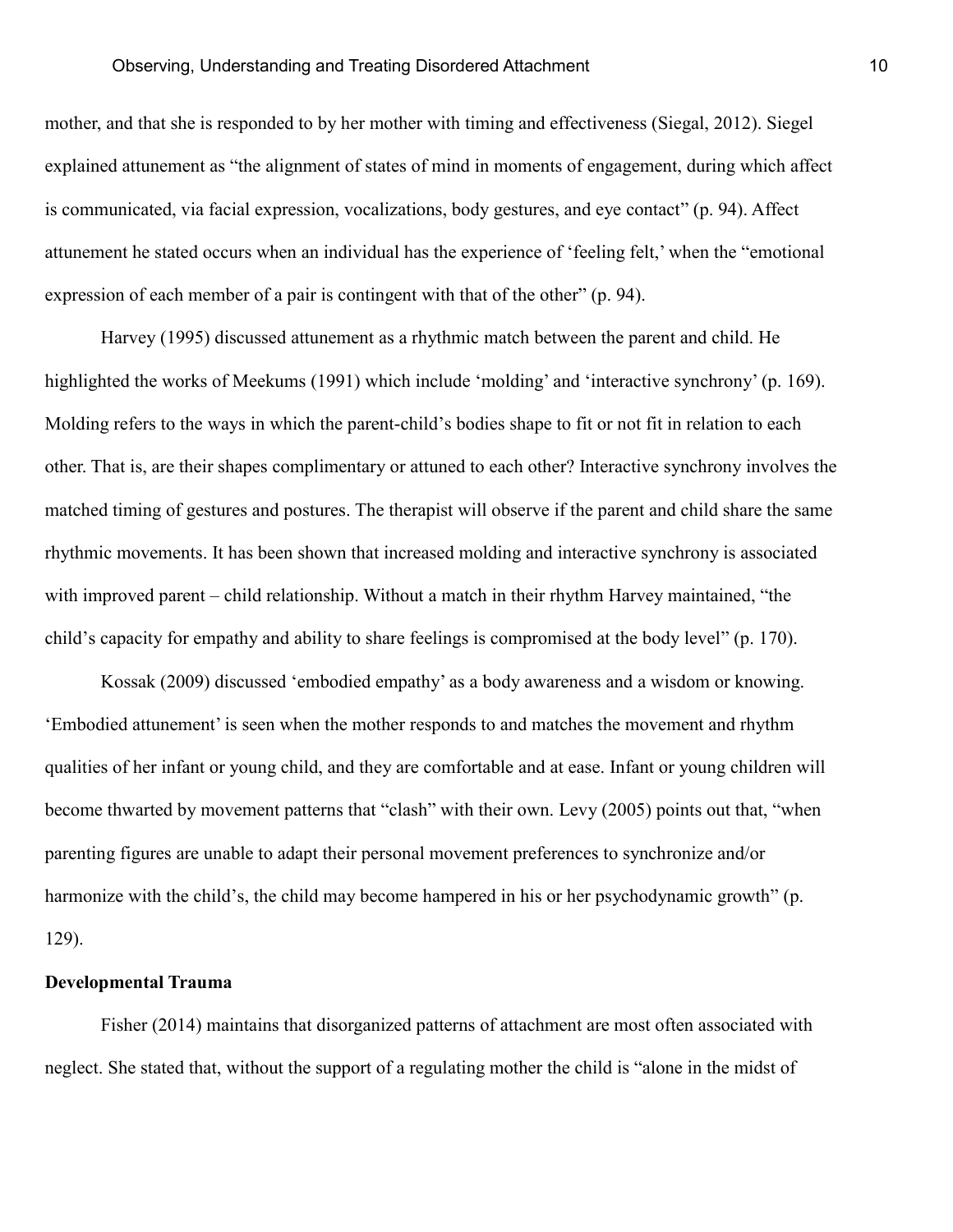mother, and that she is responded to by her mother with timing and effectiveness (Siegal, 2012). Siegel explained attunement as “the alignment of states of mind in moments of engagement, during which affect is communicated, via facial expression, vocalizations, body gestures, and eye contact” (p. 94). Affect attunement he stated occurs when an individual has the experience of ‘feeling felt,’ when the “emotional expression of each member of a pair is contingent with that of the other” (p. 94).

Harvey (1995) discussed attunement as a rhythmic match between the parent and child. He highlighted the works of Meekums (1991) which include ‘molding’ and ‘interactive synchrony’ (p. 169). Molding refers to the ways in which the parent-child’s bodies shape to fit or not fit in relation to each other. That is, are their shapes complimentary or attuned to each other? Interactive synchrony involves the matched timing of gestures and postures. The therapist will observe if the parent and child share the same rhythmic movements. It has been shown that increased molding and interactive synchrony is associated with improved parent – child relationship. Without a match in their rhythm Harvey maintained, “the child’s capacity for empathy and ability to share feelings is compromised at the body level” (p. 170).

Kossak (2009) discussed ‘embodied empathy’ as a body awareness and a wisdom or knowing. ‘Embodied attunement’ is seen when the mother responds to and matches the movement and rhythm qualities of her infant or young child, and they are comfortable and at ease. Infant or young children will become thwarted by movement patterns that “clash” with their own. Levy (2005) points out that, “when parenting figures are unable to adapt their personal movement preferences to synchronize and/or harmonize with the child’s, the child may become hampered in his or her psychodynamic growth” (p. 129).

**Developmental Trauma**

Fisher (2014) maintains that disorganized patterns of attachment are most often associated with neglect. She stated that, without the support of a regulating mother the child is “alone in the midst of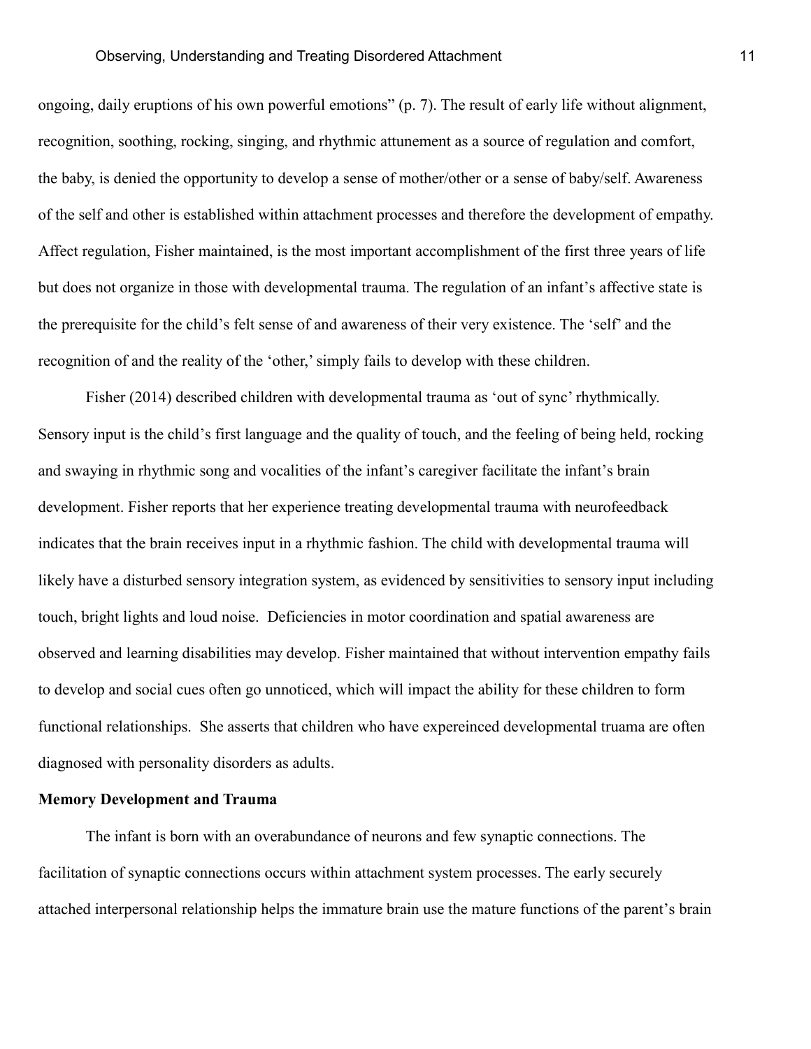ongoing, daily eruptions of his own powerful emotions" (p. 7). The result of early life without alignment, recognition, soothing, rocking, singing, and rhythmic attunement as a source of regulation and comfort, the baby, is denied the opportunity to develop a sense of mother/other or a sense of baby/self. Awareness of the self and other is established within attachment processes and therefore the development of empathy. Affect regulation, Fisher maintained, is the most important accomplishment of the first three years of life but does not organize in those with developmental trauma. The regulation of an infant's affective state is the prerequisite for the child's felt sense of and awareness of their very existence. The 'self' and the recognition of and the reality of the 'other,' simply fails to develop with these children.

Fisher (2014) described children with developmental trauma as 'out of sync' rhythmically. Sensory input is the child's first language and the quality of touch, and the feeling of being held, rocking and swaying in rhythmic song and vocalities of the infant's caregiver facilitate the infant's brain development. Fisher reports that her experience treating developmental trauma with neurofeedback indicates that the brain receives input in a rhythmic fashion. The child with developmental trauma will likely have a disturbed sensory integration system, as evidenced by sensitivities to sensory input including touch, bright lights and loud noise. Deficiencies in motor coordination and spatial awareness are observed and learning disabilities may develop. Fisher maintained that without intervention empathy fails to develop and social cues often go unnoticed, which will impact the ability for these children to form functional relationships. She asserts that children who have expereinced developmental truama are often diagnosed with personality disorders as adults.

**Memory Development and Trauma**

The infant is born with an overabundance of neurons and few synaptic connections. The facilitation of synaptic connections occurs within attachment system processes. The early securely attached interpersonal relationship helps the immature brain use the mature functions of the parent's brain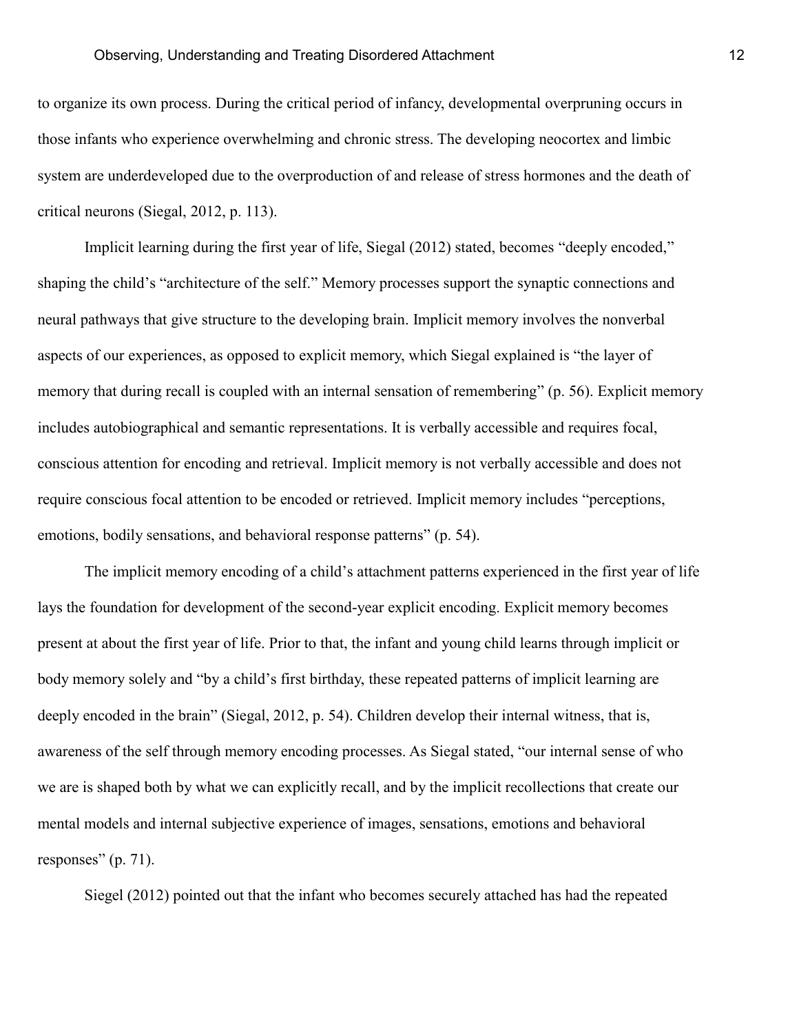to organize its own process. During the critical period of infancy, developmental overpruning occurs in those infants who experience overwhelming and chronic stress. The developing neocortex and limbic system are underdeveloped due to the overproduction of and release of stress hormones and the death of critical neurons (Siegal, 2012, p. 113).

Implicit learning during the first year of life, Siegal (2012) stated, becomes "deeply encoded," shaping the child's "architecture of the self." Memory processes support the synaptic connections and neural pathways that give structure to the developing brain. Implicit memory involves the nonverbal aspects of our experiences, as opposed to explicit memory, which Siegal explained is "the layer of memory that during recall is coupled with an internal sensation of remembering" (p. 56). Explicit memory includes autobiographical and semantic representations. It is verbally accessible and requires focal, conscious attention for encoding and retrieval. Implicit memory is not verbally accessible and does not require conscious focal attention to be encoded or retrieved. Implicit memory includes "perceptions, emotions, bodily sensations, and behavioral response patterns" (p. 54).

The implicit memory encoding of a child's attachment patterns experienced in the first year of life lays the foundation for development of the second-year explicit encoding. Explicit memory becomes present at about the first year of life. Prior to that, the infant and young child learns through implicit or body memory solely and "by a child's first birthday, these repeated patterns of implicit learning are deeply encoded in the brain" (Siegal, 2012, p. 54). Children develop their internal witness, that is, awareness of the self through memory encoding processes. As Siegal stated, "our internal sense of who we are is shaped both by what we can explicitly recall, and by the implicit recollections that create our mental models and internal subjective experience of images, sensations, emotions and behavioral responses" (p. 71).

Siegel (2012) pointed out that the infant who becomes securely attached has had the repeated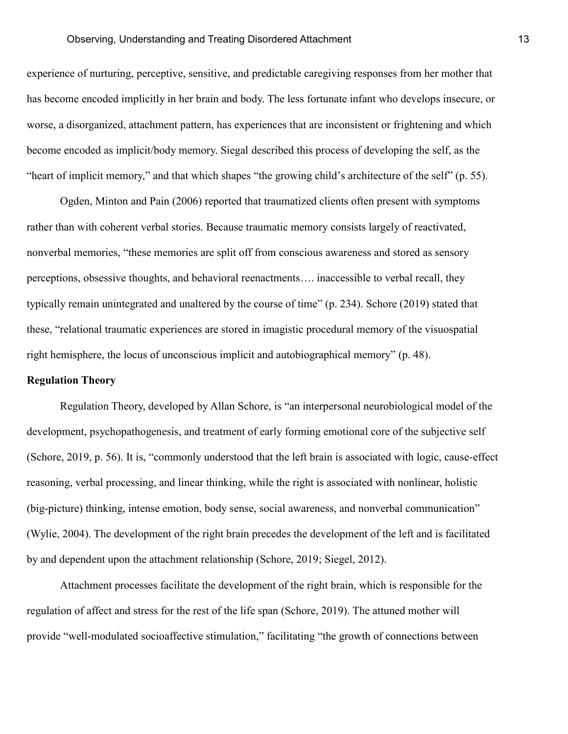experience of nurturing, perceptive, sensitive, and predictable caregiving responses from her mother that has become encoded implicitly in her brain and body. The less fortunate infant who develops insecure, or worse, a disorganized, attachment pattern, has experiences that are inconsistent or frightening and which become encoded as implicit/body memory. Siegal described this process of developing the self, as the "heart of implicit memory," and that which shapes "the growing child's architecture of the self" (p. 55).

Ogden, Minton and Pain (2006) reported that traumatized clients often present with symptoms rather than with coherent verbal stories. Because traumatic memory consists largely of reactivated, nonverbal memories, "these memories are split off from conscious awareness and stored as sensory perceptions, obsessive thoughts, and behavioral reenactments…. inaccessible to verbal recall, they typically remain unintegrated and unaltered by the course of time" (p. 234). Schore (2019) stated that these, "relational traumatic experiences are stored in imagistic procedural memory of the visuospatial right hemisphere, the locus of unconscious implicit and autobiographical memory" (p. 48).

**Regulation Theory**

Regulation Theory, developed by Allan Schore, is "an interpersonal neurobiological model of the development, psychopathogenesis, and treatment of early forming emotional core of the subjective self (Schore, 2019, p. 56). It is, "commonly understood that the left brain is associated with logic, cause-effect reasoning, verbal processing, and linear thinking, while the right is associated with nonlinear, holistic (big-picture) thinking, intense emotion, body sense, social awareness, and nonverbal communication" (Wylie, 2004). The development of the right brain precedes the development of the left and is facilitated by and dependent upon the attachment relationship (Schore, 2019; Siegel, 2012).

Attachment processes facilitate the development of the right brain, which is responsible for the regulation of affect and stress for the rest of the life span (Schore, 2019). The attuned mother will provide "well-modulated socioaffective stimulation," facilitating "the growth of connections between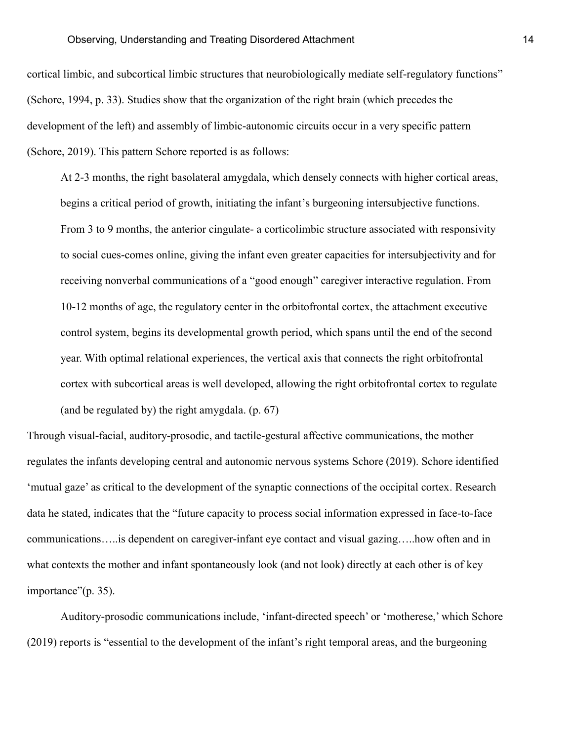cortical limbic, and subcortical limbic structures that neurobiologically mediate self-regulatory functions" (Schore, 1994, p. 33). Studies show that the organization of the right brain (which precedes the development of the left) and assembly of limbic-autonomic circuits occur in a very specific pattern (Schore, 2019). This pattern Schore reported is as follows:

> At 2-3 months, the right basolateral amygdala, which densely connects with higher cortical areas, begins a critical period of growth, initiating the infant's burgeoning intersubjective functions. From 3 to 9 months, the anterior cingulate- a corticolimbic structure associated with responsivity to social cues-comes online, giving the infant even greater capacities for intersubjectivity and for receiving nonverbal communications of a "good enough" caregiver interactive regulation. From 10-12 months of age, the regulatory center in the orbitofrontal cortex, the attachment executive control system, begins its developmental growth period, which spans until the end of the second year. With optimal relational experiences, the vertical axis that connects the right orbitofrontal cortex with subcortical areas is well developed, allowing the right orbitofrontal cortex to regulate (and be regulated by) the right amygdala. (p. 67)

Through visual-facial, auditory-prosodic, and tactile-gestural affective communications, the mother regulates the infants developing central and autonomic nervous systems Schore (2019). Schore identified 'mutual gaze' as critical to the development of the synaptic connections of the occipital cortex. Research data he stated, indicates that the "future capacity to process social information expressed in face-to-face communications…..is dependent on caregiver-infant eye contact and visual gazing…..how often and in what contexts the mother and infant spontaneously look (and not look) directly at each other is of key importance"(p. 35).

Auditory-prosodic communications include, 'infant-directed speech' or 'motherese,' which Schore (2019) reports is "essential to the development of the infant's right temporal areas, and the burgeoning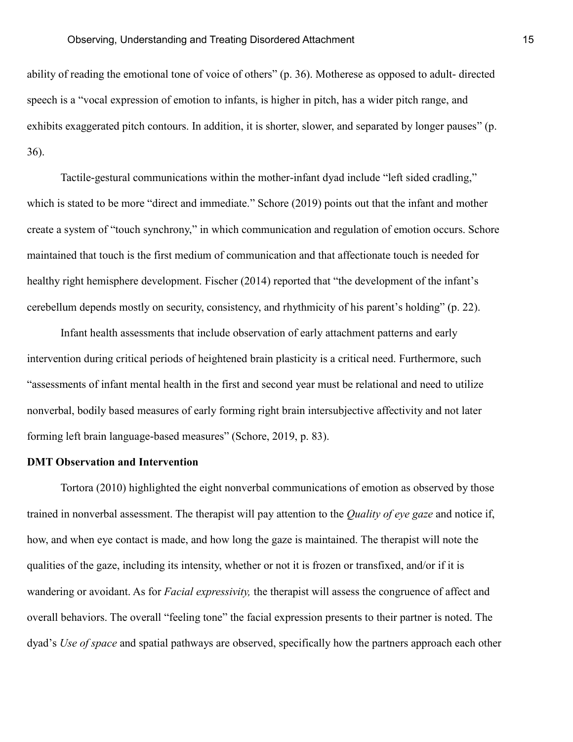ability of reading the emotional tone of voice of others" (p. 36). Motherese as opposed to adult- directed speech is a "vocal expression of emotion to infants, is higher in pitch, has a wider pitch range, and exhibits exaggerated pitch contours. In addition, it is shorter, slower, and separated by longer pauses" (p. 36).

Tactile-gestural communications within the mother-infant dyad include "left sided cradling," which is stated to be more "direct and immediate." Schore (2019) points out that the infant and mother create a system of "touch synchrony," in which communication and regulation of emotion occurs. Schore maintained that touch is the first medium of communication and that affectionate touch is needed for healthy right hemisphere development. Fischer (2014) reported that "the development of the infant's cerebellum depends mostly on security, consistency, and rhythmicity of his parent's holding" (p. 22).

Infant health assessments that include observation of early attachment patterns and early intervention during critical periods of heightened brain plasticity is a critical need. Furthermore, such "assessments of infant mental health in the first and second year must be relational and need to utilize nonverbal, bodily based measures of early forming right brain intersubjective affectivity and not later forming left brain language-based measures" (Schore, 2019, p. 83).

**DMT Observation and Intervention**

Tortora (2010) highlighted the eight nonverbal communications of emotion as observed by those trained in nonverbal assessment. The therapist will pay attention to the *Quality of eye gaze* and notice if, how, and when eye contact is made, and how long the gaze is maintained. The therapist will note the qualities of the gaze, including its intensity, whether or not it is frozen or transfixed, and/or if it is wandering or avoidant. As for *Facial expressivity,* the therapist will assess the congruence of affect and overall behaviors. The overall "feeling tone" the facial expression presents to their partner is noted. The dyad's *Use of space* and spatial pathways are observed, specifically how the partners approach each other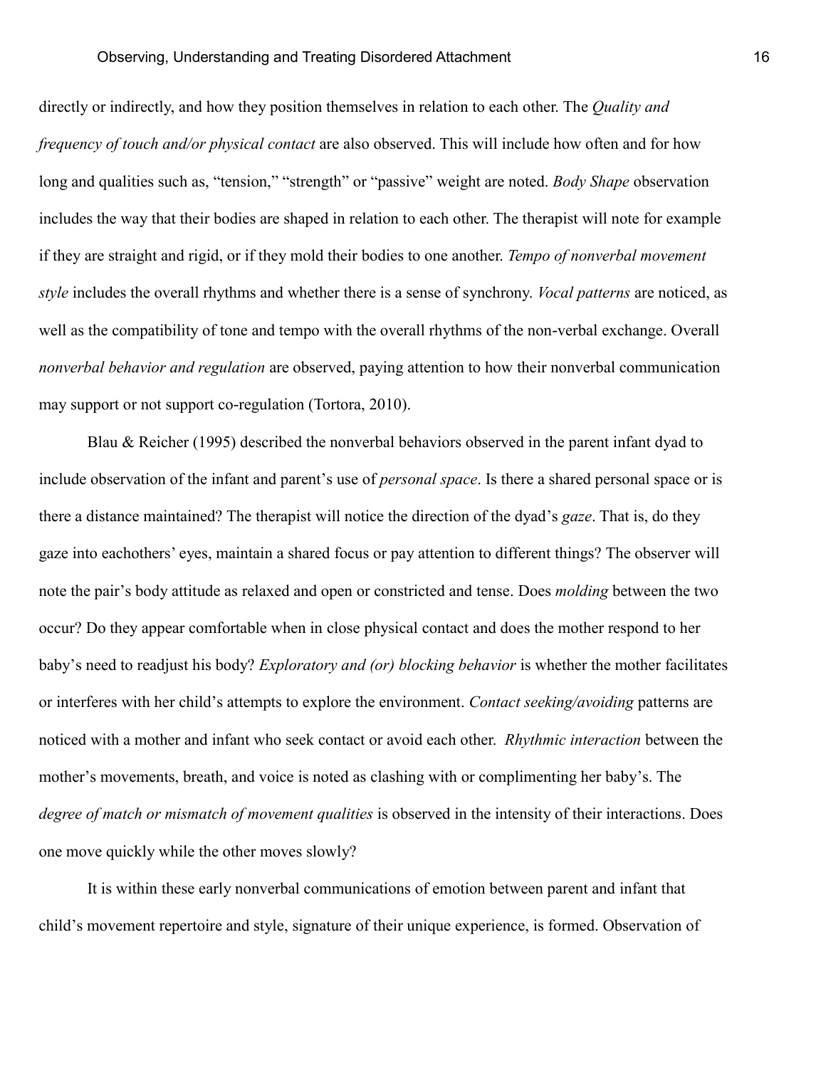directly or indirectly, and how they position themselves in relation to each other. The *Quality and frequency of touch and/or physical contact* are also observed. This will include how often and for how long and qualities such as, "tension," "strength" or "passive" weight are noted. *Body Shape* observation includes the way that their bodies are shaped in relation to each other. The therapist will note for example if they are straight and rigid, or if they mold their bodies to one another. *Tempo of nonverbal movement style* includes the overall rhythms and whether there is a sense of synchrony. *Vocal patterns* are noticed, as well as the compatibility of tone and tempo with the overall rhythms of the non-verbal exchange. Overall *nonverbal behavior and regulation* are observed, paying attention to how their nonverbal communication may support or not support co-regulation (Tortora, 2010).

Blau & Reicher (1995) described the nonverbal behaviors observed in the parent infant dyad to include observation of the infant and parent's use of *personal space*. Is there a shared personal space or is there a distance maintained? The therapist will notice the direction of the dyad's *gaze*. That is, do they gaze into eachothers' eyes, maintain a shared focus or pay attention to different things? The observer will note the pair's body attitude as relaxed and open or constricted and tense. Does *molding* between the two occur? Do they appear comfortable when in close physical contact and does the mother respond to her baby's need to readjust his body? *Exploratory and (or) blocking behavior* is whether the mother facilitates or interferes with her child's attempts to explore the environment. *Contact seeking/avoiding* patterns are noticed with a mother and infant who seek contact or avoid each other. *Rhythmic interaction* between the mother's movements, breath, and voice is noted as clashing with or complimenting her baby's. The *degree of match or mismatch of movement qualities* is observed in the intensity of their interactions. Does one move quickly while the other moves slowly?

It is within these early nonverbal communications of emotion between parent and infant that child's movement repertoire and style, signature of their unique experience, is formed. Observation of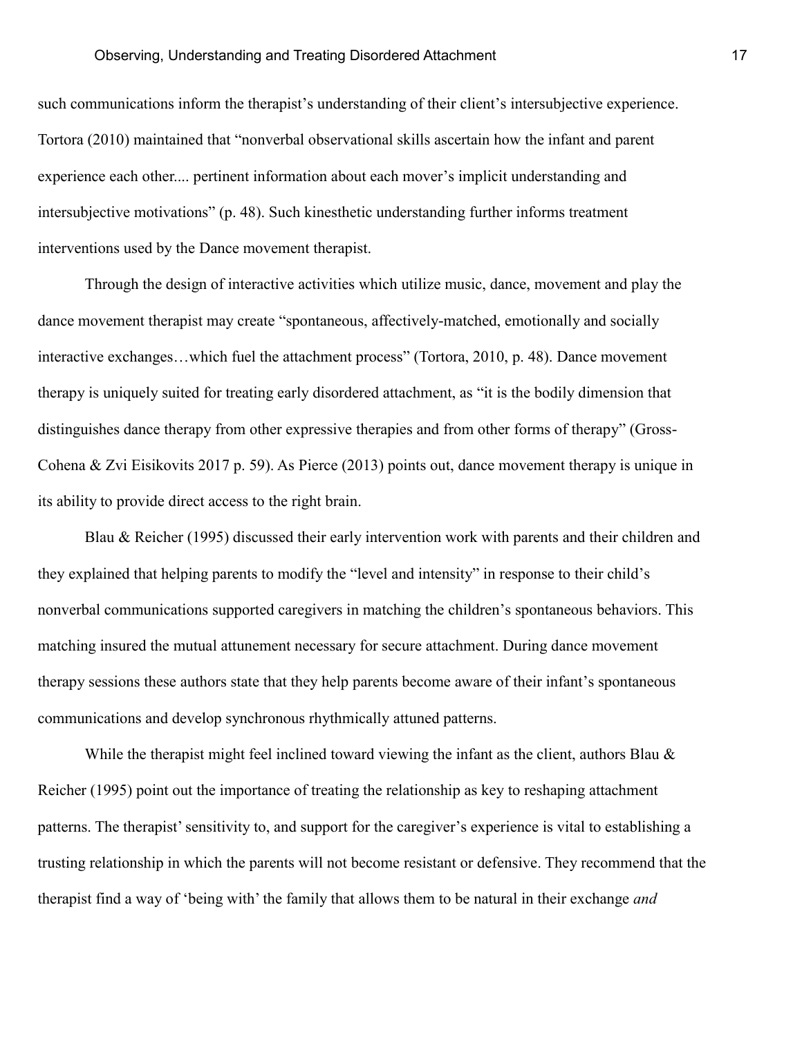such communications inform the therapist's understanding of their client's intersubjective experience. Tortora (2010) maintained that "nonverbal observational skills ascertain how the infant and parent experience each other.... pertinent information about each mover's implicit understanding and intersubjective motivations" (p. 48). Such kinesthetic understanding further informs treatment interventions used by the Dance movement therapist.

Through the design of interactive activities which utilize music, dance, movement and play the dance movement therapist may create "spontaneous, affectively-matched, emotionally and socially interactive exchanges…which fuel the attachment process" (Tortora, 2010, p. 48). Dance movement therapy is uniquely suited for treating early disordered attachment, as "it is the bodily dimension that distinguishes dance therapy from other expressive therapies and from other forms of therapy" (Gross-Cohena & Zvi Eisikovits 2017 p. 59). As Pierce (2013) points out, dance movement therapy is unique in its ability to provide direct access to the right brain.

Blau & Reicher (1995) discussed their early intervention work with parents and their children and they explained that helping parents to modify the "level and intensity" in response to their child's nonverbal communications supported caregivers in matching the children's spontaneous behaviors. This matching insured the mutual attunement necessary for secure attachment. During dance movement therapy sessions these authors state that they help parents become aware of their infant's spontaneous communications and develop synchronous rhythmically attuned patterns.

While the therapist might feel inclined toward viewing the infant as the client, authors Blau & Reicher (1995) point out the importance of treating the relationship as key to reshaping attachment patterns. The therapist' sensitivity to, and support for the caregiver's experience is vital to establishing a trusting relationship in which the parents will not become resistant or defensive. They recommend that the therapist find a way of 'being with' the family that allows them to be natural in their exchange *and*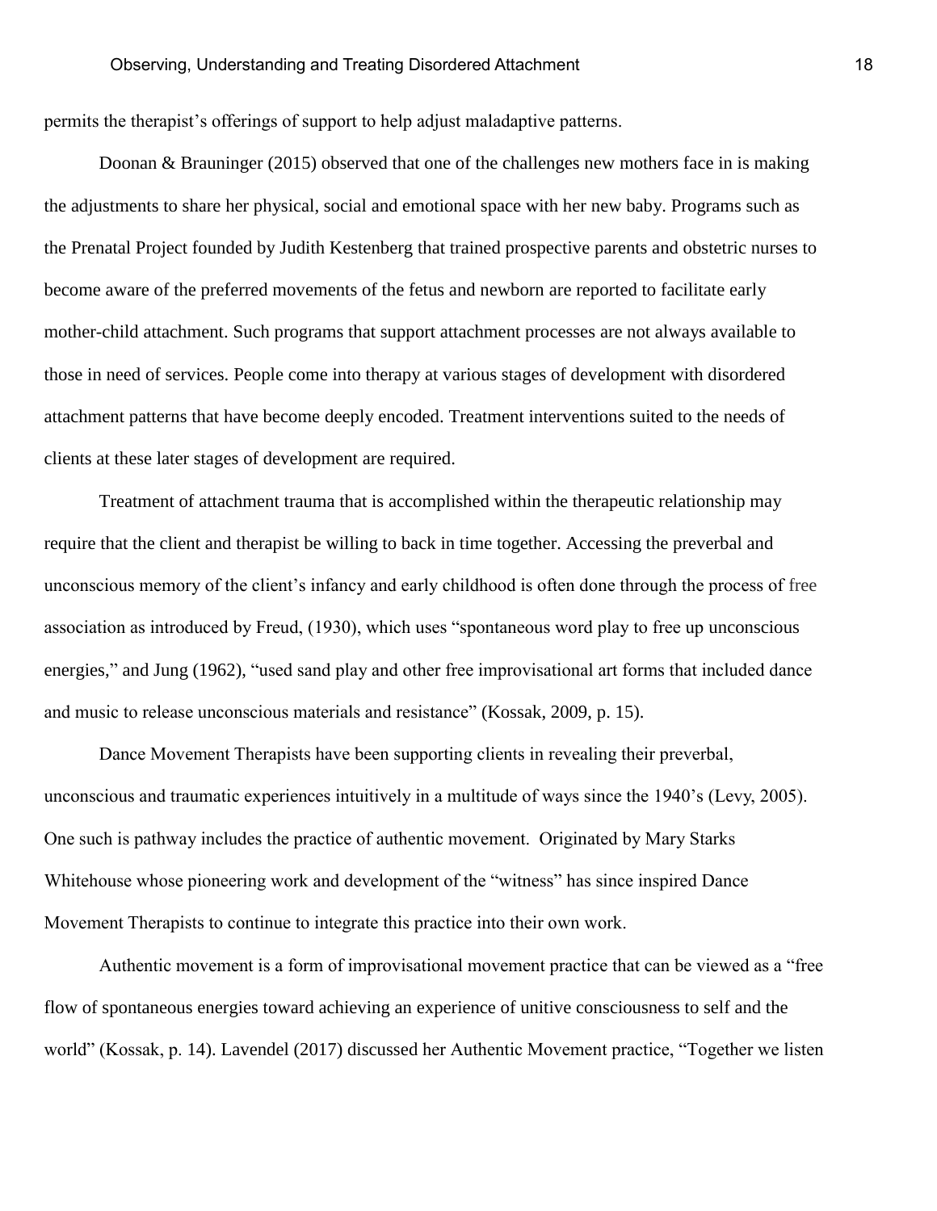permits the therapist's offerings of support to help adjust maladaptive patterns.

Doonan & Brauninger (2015) observed that one of the challenges new mothers face in is making the adjustments to share her physical, social and emotional space with her new baby. Programs such as the Prenatal Project founded by Judith Kestenberg that trained prospective parents and obstetric nurses to become aware of the preferred movements of the fetus and newborn are reported to facilitate early mother-child attachment. Such programs that support attachment processes are not always available to those in need of services. People come into therapy at various stages of development with disordered attachment patterns that have become deeply encoded. Treatment interventions suited to the needs of clients at these later stages of development are required.

Treatment of attachment trauma that is accomplished within the therapeutic relationship may require that the client and therapist be willing to back in time together. Accessing the preverbal and unconscious memory of the client's infancy and early childhood is often done through the process of free association as introduced by Freud, (1930), which uses "spontaneous word play to free up unconscious energies," and Jung (1962), "used sand play and other free improvisational art forms that included dance and music to release unconscious materials and resistance" (Kossak, 2009, p. 15).

Dance Movement Therapists have been supporting clients in revealing their preverbal, unconscious and traumatic experiences intuitively in a multitude of ways since the 1940's (Levy, 2005). One such is pathway includes the practice of authentic movement. Originated by Mary Starks Whitehouse whose pioneering work and development of the "witness" has since inspired Dance Movement Therapists to continue to integrate this practice into their own work.

Authentic movement is a form of improvisational movement practice that can be viewed as a "free flow of spontaneous energies toward achieving an experience of unitive consciousness to self and the world" (Kossak, p. 14). Lavendel (2017) discussed her Authentic Movement practice, "Together we listen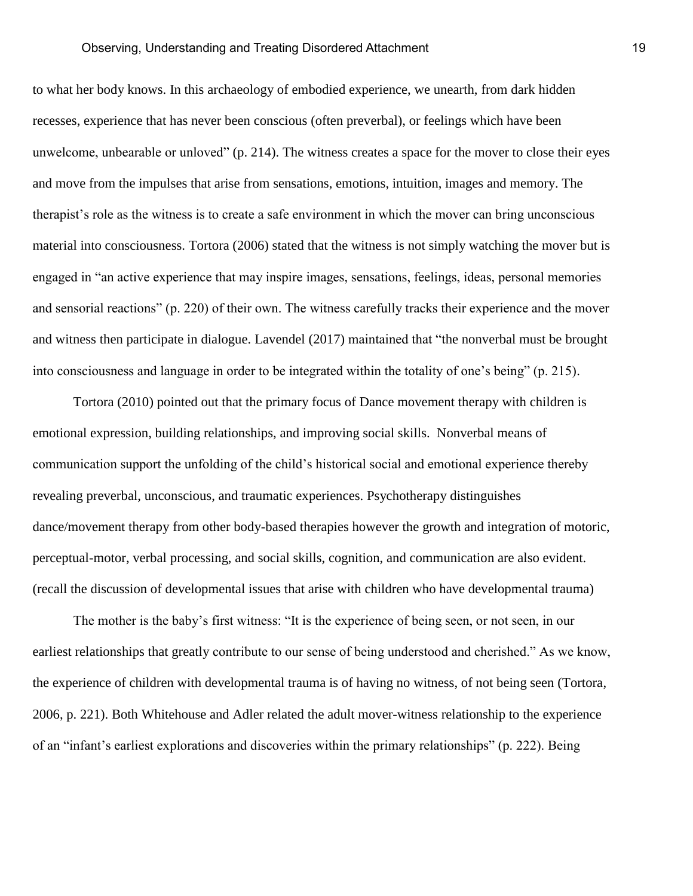to what her body knows. In this archaeology of embodied experience, we unearth, from dark hidden recesses, experience that has never been conscious (often preverbal), or feelings which have been unwelcome, unbearable or unloved" (p. 214). The witness creates a space for the mover to close their eyes and move from the impulses that arise from sensations, emotions, intuition, images and memory. The therapist's role as the witness is to create a safe environment in which the mover can bring unconscious material into consciousness. Tortora (2006) stated that the witness is not simply watching the mover but is engaged in "an active experience that may inspire images, sensations, feelings, ideas, personal memories and sensorial reactions" (p. 220) of their own. The witness carefully tracks their experience and the mover and witness then participate in dialogue. Lavendel (2017) maintained that "the nonverbal must be brought into consciousness and language in order to be integrated within the totality of one's being" (p. 215).

Tortora (2010) pointed out that the primary focus of Dance movement therapy with children is emotional expression, building relationships, and improving social skills. Nonverbal means of communication support the unfolding of the child's historical social and emotional experience thereby revealing preverbal, unconscious, and traumatic experiences. Psychotherapy distinguishes dance/movement therapy from other body-based therapies however the growth and integration of motoric, perceptual-motor, verbal processing, and social skills, cognition, and communication are also evident. (recall the discussion of developmental issues that arise with children who have developmental trauma)

The mother is the baby's first witness: "It is the experience of being seen, or not seen, in our earliest relationships that greatly contribute to our sense of being understood and cherished." As we know, the experience of children with developmental trauma is of having no witness, of not being seen (Tortora, 2006, p. 221). Both Whitehouse and Adler related the adult mover-witness relationship to the experience of an "infant's earliest explorations and discoveries within the primary relationships" (p. 222). Being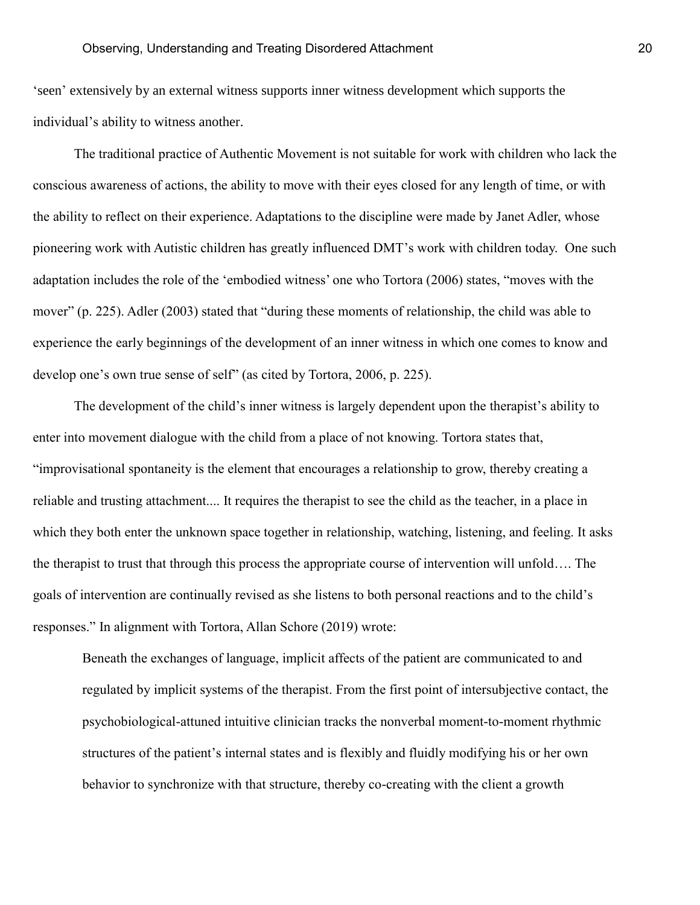'seen' extensively by an external witness supports inner witness development which supports the individual's ability to witness another.

The traditional practice of Authentic Movement is not suitable for work with children who lack the conscious awareness of actions, the ability to move with their eyes closed for any length of time, or with the ability to reflect on their experience. Adaptations to the discipline were made by Janet Adler, whose pioneering work with Autistic children has greatly influenced DMT's work with children today. One such adaptation includes the role of the 'embodied witness' one who Tortora (2006) states, "moves with the mover" (p. 225). Adler (2003) stated that "during these moments of relationship, the child was able to experience the early beginnings of the development of an inner witness in which one comes to know and develop one's own true sense of self" (as cited by Tortora, 2006, p. 225).

The development of the child's inner witness is largely dependent upon the therapist's ability to enter into movement dialogue with the child from a place of not knowing. Tortora states that, "improvisational spontaneity is the element that encourages a relationship to grow, thereby creating a reliable and trusting attachment.... It requires the therapist to see the child as the teacher, in a place in which they both enter the unknown space together in relationship, watching, listening, and feeling. It asks the therapist to trust that through this process the appropriate course of intervention will unfold…. The goals of intervention are continually revised as she listens to both personal reactions and to the child's responses." In alignment with Tortora, Allan Schore (2019) wrote:

> Beneath the exchanges of language, implicit affects of the patient are communicated to and regulated by implicit systems of the therapist. From the first point of intersubjective contact, the psychobiological-attuned intuitive clinician tracks the nonverbal moment-to-moment rhythmic structures of the patient's internal states and is flexibly and fluidly modifying his or her own behavior to synchronize with that structure, thereby co-creating with the client a growth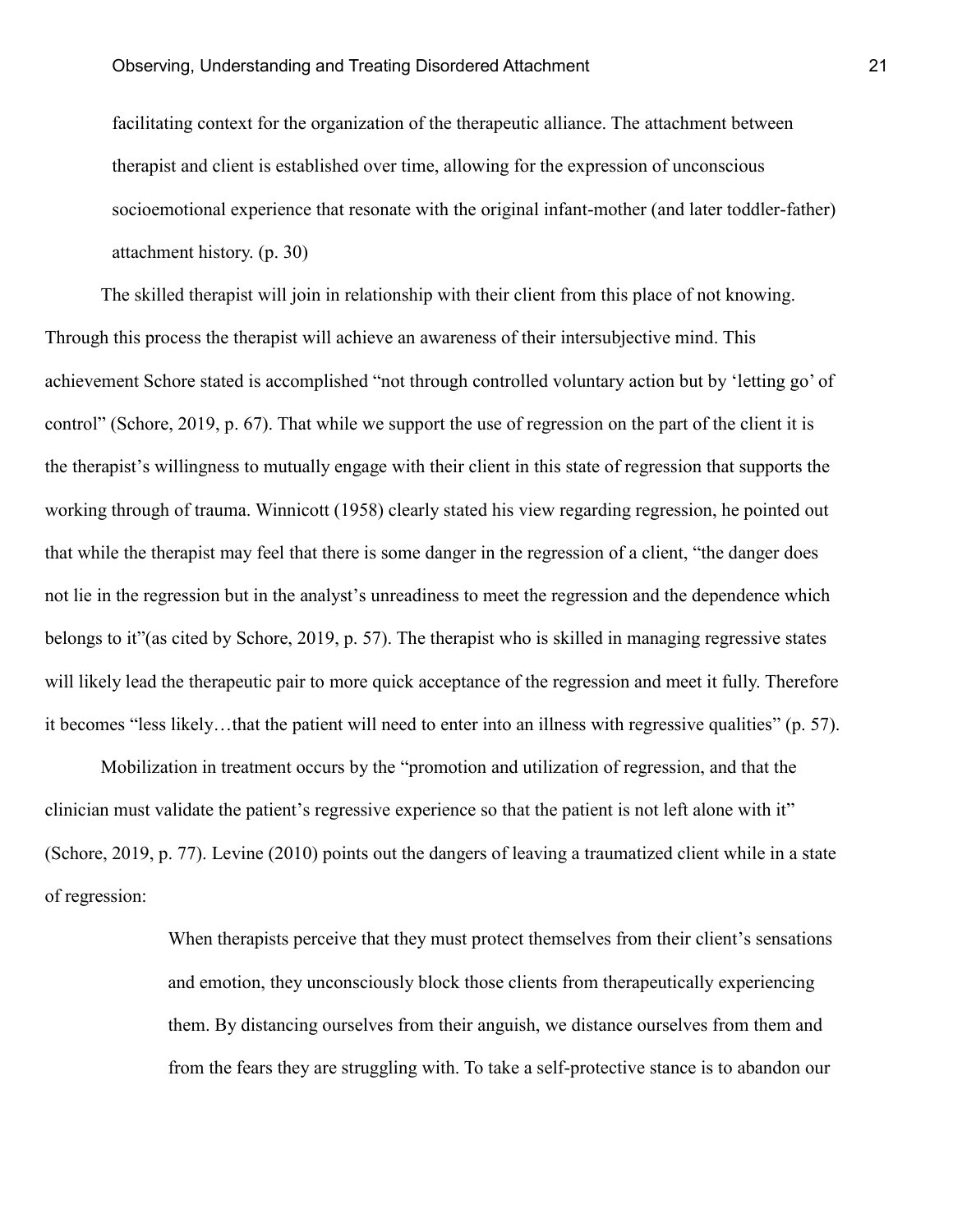> facilitating context for the organization of the therapeutic alliance. The attachment between therapist and client is established over time, allowing for the expression of unconscious socioemotional experience that resonate with the original infant-mother (and later toddler-father) attachment history. (p. 30)

The skilled therapist will join in relationship with their client from this place of not knowing. Through this process the therapist will achieve an awareness of their intersubjective mind. This achievement Schore stated is accomplished "not through controlled voluntary action but by 'letting go' of control" (Schore, 2019, p. 67). That while we support the use of regression on the part of the client it is the therapist's willingness to mutually engage with their client in this state of regression that supports the working through of trauma. Winnicott (1958) clearly stated his view regarding regression, he pointed out that while the therapist may feel that there is some danger in the regression of a client, "the danger does not lie in the regression but in the analyst's unreadiness to meet the regression and the dependence which belongs to it"(as cited by Schore, 2019, p. 57). The therapist who is skilled in managing regressive states will likely lead the therapeutic pair to more quick acceptance of the regression and meet it fully. Therefore it becomes "less likely…that the patient will need to enter into an illness with regressive qualities" (p. 57).

Mobilization in treatment occurs by the "promotion and utilization of regression, and that the clinician must validate the patient's regressive experience so that the patient is not left alone with it" (Schore, 2019, p. 77). Levine (2010) points out the dangers of leaving a traumatized client while in a state of regression:

> When therapists perceive that they must protect themselves from their client's sensations and emotion, they unconsciously block those clients from therapeutically experiencing them. By distancing ourselves from their anguish, we distance ourselves from them and from the fears they are struggling with. To take a self-protective stance is to abandon our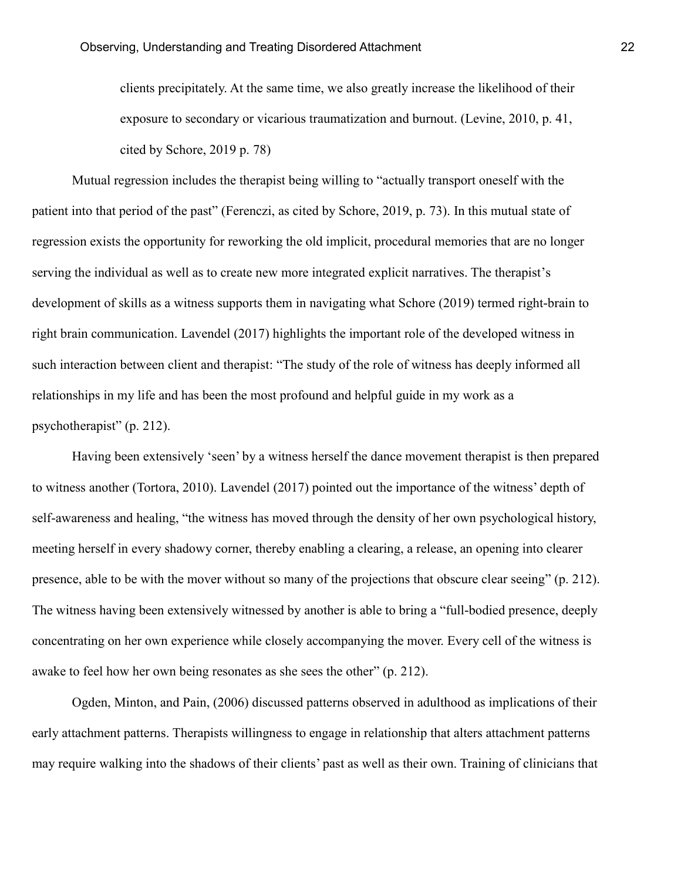> clients precipitately. At the same time, we also greatly increase the likelihood of their exposure to secondary or vicarious traumatization and burnout. (Levine, 2010, p. 41, cited by Schore, 2019 p. 78)

Mutual regression includes the therapist being willing to "actually transport oneself with the patient into that period of the past" (Ferenczi, as cited by Schore, 2019, p. 73). In this mutual state of regression exists the opportunity for reworking the old implicit, procedural memories that are no longer serving the individual as well as to create new more integrated explicit narratives. The therapist's development of skills as a witness supports them in navigating what Schore (2019) termed right-brain to right brain communication. Lavendel (2017) highlights the important role of the developed witness in such interaction between client and therapist: "The study of the role of witness has deeply informed all relationships in my life and has been the most profound and helpful guide in my work as a psychotherapist" (p. 212).

Having been extensively 'seen' by a witness herself the dance movement therapist is then prepared to witness another (Tortora, 2010). Lavendel (2017) pointed out the importance of the witness' depth of self-awareness and healing, "the witness has moved through the density of her own psychological history, meeting herself in every shadowy corner, thereby enabling a clearing, a release, an opening into clearer presence, able to be with the mover without so many of the projections that obscure clear seeing" (p. 212). The witness having been extensively witnessed by another is able to bring a "full-bodied presence, deeply concentrating on her own experience while closely accompanying the mover. Every cell of the witness is awake to feel how her own being resonates as she sees the other" (p. 212).

Ogden, Minton, and Pain, (2006) discussed patterns observed in adulthood as implications of their early attachment patterns. Therapists willingness to engage in relationship that alters attachment patterns may require walking into the shadows of their clients' past as well as their own. Training of clinicians that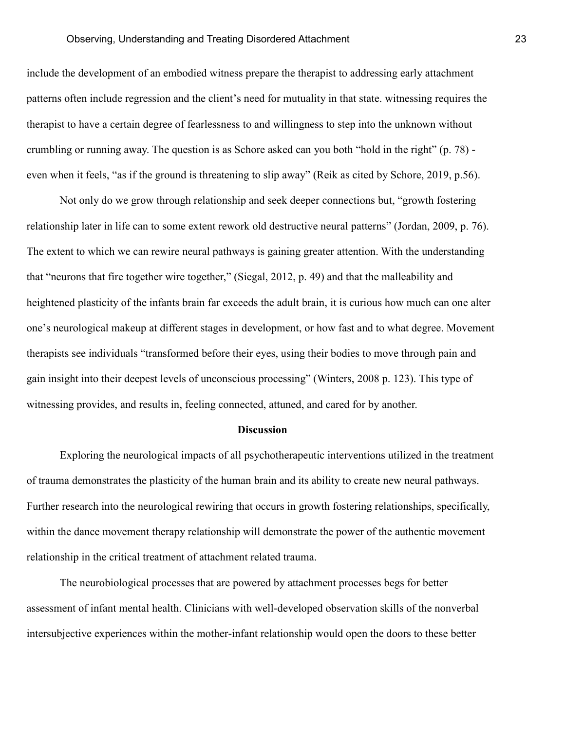include the development of an embodied witness prepare the therapist to addressing early attachment patterns often include regression and the client's need for mutuality in that state. witnessing requires the therapist to have a certain degree of fearlessness to and willingness to step into the unknown without crumbling or running away. The question is as Schore asked can you both "hold in the right" (p. 78) - even when it feels, "as if the ground is threatening to slip away" (Reik as cited by Schore, 2019, p.56).

Not only do we grow through relationship and seek deeper connections but, "growth fostering relationship later in life can to some extent rework old destructive neural patterns" (Jordan, 2009, p. 76). The extent to which we can rewire neural pathways is gaining greater attention. With the understanding that "neurons that fire together wire together," (Siegal, 2012, p. 49) and that the malleability and heightened plasticity of the infants brain far exceeds the adult brain, it is curious how much can one alter one's neurological makeup at different stages in development, or how fast and to what degree. Movement therapists see individuals "transformed before their eyes, using their bodies to move through pain and gain insight into their deepest levels of unconscious processing" (Winters, 2008 p. 123). This type of witnessing provides, and results in, feeling connected, attuned, and cared for by another.

## Discussion

Exploring the neurological impacts of all psychotherapeutic interventions utilized in the treatment of trauma demonstrates the plasticity of the human brain and its ability to create new neural pathways. Further research into the neurological rewiring that occurs in growth fostering relationships, specifically, within the dance movement therapy relationship will demonstrate the power of the authentic movement relationship in the critical treatment of attachment related trauma.

The neurobiological processes that are powered by attachment processes begs for better assessment of infant mental health. Clinicians with well-developed observation skills of the nonverbal intersubjective experiences within the mother-infant relationship would open the doors to these better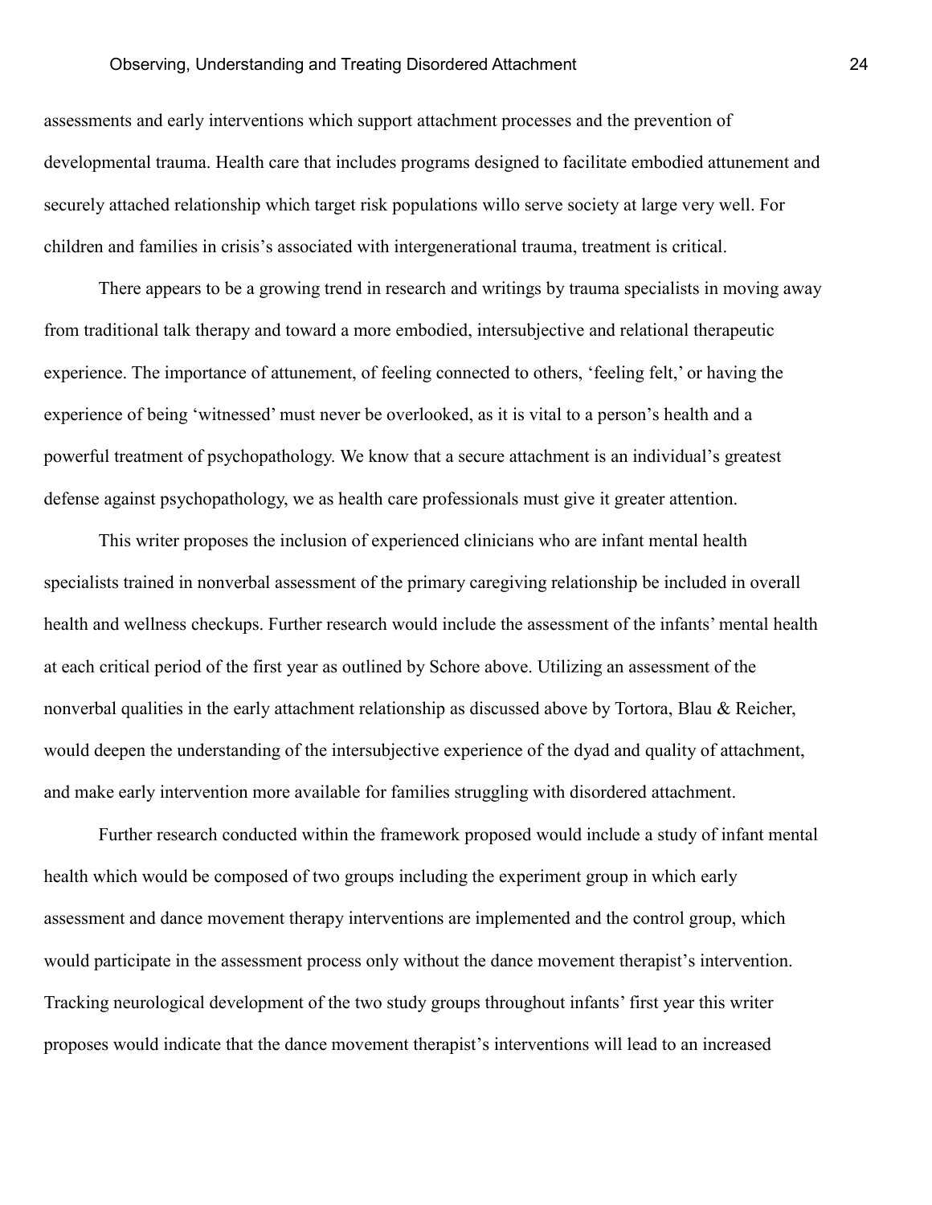assessments and early interventions which support attachment processes and the prevention of developmental trauma. Health care that includes programs designed to facilitate embodied attunement and securely attached relationship which target risk populations willo serve society at large very well. For children and families in crisis's associated with intergenerational trauma, treatment is critical.

There appears to be a growing trend in research and writings by trauma specialists in moving away from traditional talk therapy and toward a more embodied, intersubjective and relational therapeutic experience. The importance of attunement, of feeling connected to others, 'feeling felt,' or having the experience of being 'witnessed' must never be overlooked, as it is vital to a person's health and a powerful treatment of psychopathology. We know that a secure attachment is an individual's greatest defense against psychopathology, we as health care professionals must give it greater attention.

This writer proposes the inclusion of experienced clinicians who are infant mental health specialists trained in nonverbal assessment of the primary caregiving relationship be included in overall health and wellness checkups. Further research would include the assessment of the infants' mental health at each critical period of the first year as outlined by Schore above. Utilizing an assessment of the nonverbal qualities in the early attachment relationship as discussed above by Tortora, Blau & Reicher, would deepen the understanding of the intersubjective experience of the dyad and quality of attachment, and make early intervention more available for families struggling with disordered attachment.

Further research conducted within the framework proposed would include a study of infant mental health which would be composed of two groups including the experiment group in which early assessment and dance movement therapy interventions are implemented and the control group, which would participate in the assessment process only without the dance movement therapist's intervention. Tracking neurological development of the two study groups throughout infants' first year this writer proposes would indicate that the dance movement therapist's interventions will lead to an increased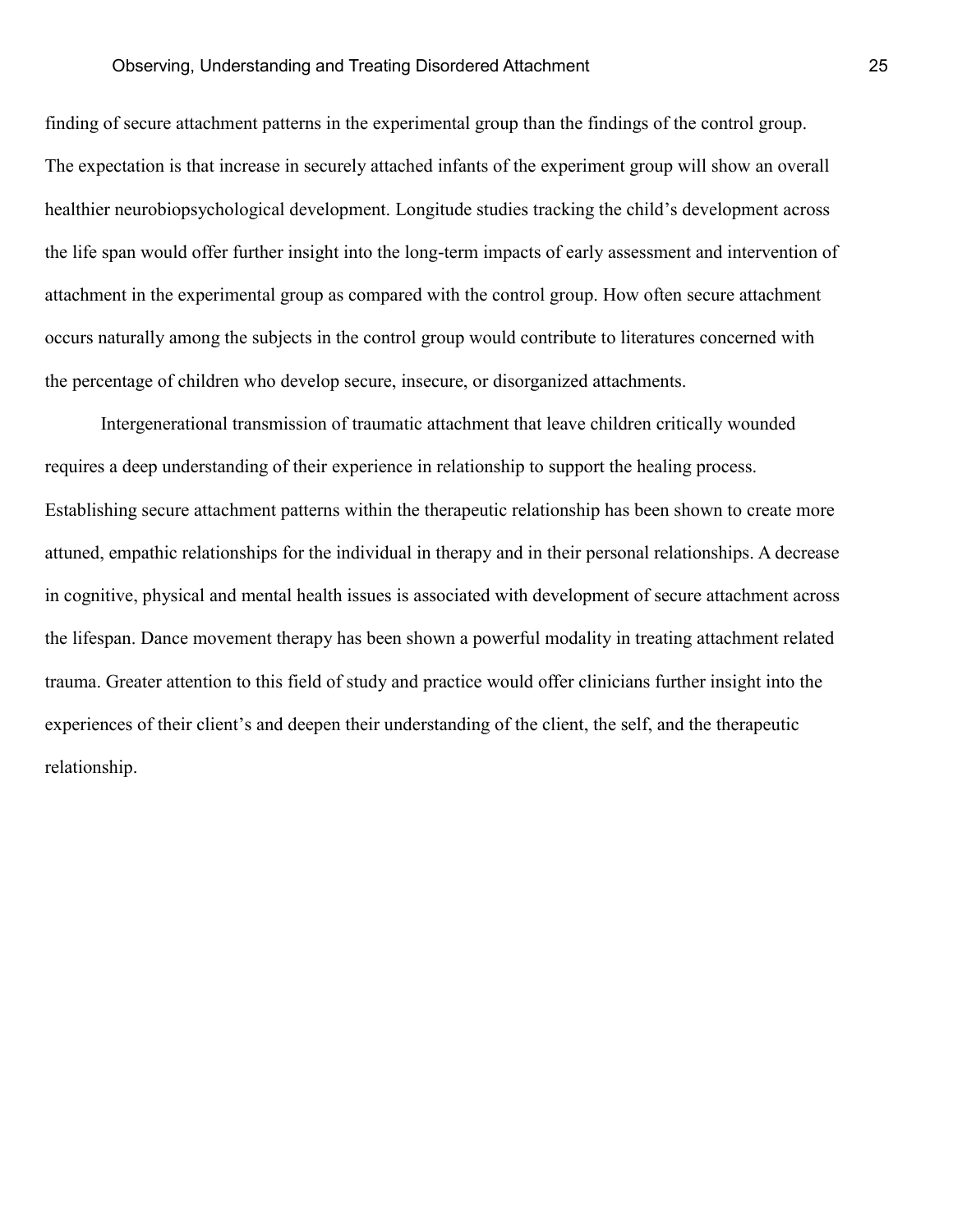finding of secure attachment patterns in the experimental group than the findings of the control group. The expectation is that increase in securely attached infants of the experiment group will show an overall healthier neurobiopsychological development. Longitude studies tracking the child's development across the life span would offer further insight into the long-term impacts of early assessment and intervention of attachment in the experimental group as compared with the control group. How often secure attachment occurs naturally among the subjects in the control group would contribute to literatures concerned with the percentage of children who develop secure, insecure, or disorganized attachments.

Intergenerational transmission of traumatic attachment that leave children critically wounded requires a deep understanding of their experience in relationship to support the healing process. Establishing secure attachment patterns within the therapeutic relationship has been shown to create more attuned, empathic relationships for the individual in therapy and in their personal relationships. A decrease in cognitive, physical and mental health issues is associated with development of secure attachment across the lifespan. Dance movement therapy has been shown a powerful modality in treating attachment related trauma. Greater attention to this field of study and practice would offer clinicians further insight into the experiences of their client's and deepen their understanding of the client, the self, and the therapeutic relationship.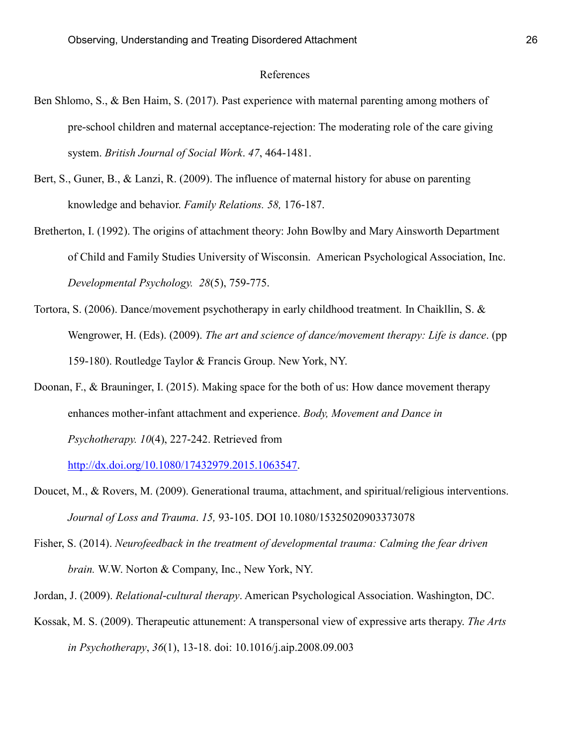# References

Ben Shlomo, S., & Ben Haim, S. (2017). Past experience with maternal parenting among mothers of pre-school children and maternal acceptance-rejection: The moderating role of the care giving system. *British Journal of Social Work*. *47*, 464-1481.

Bert, S., Guner, B., & Lanzi, R. (2009). The influence of maternal history for abuse on parenting knowledge and behavior. *Family Relations. 58,* 176-187.

Bretherton, I. (1992). The origins of attachment theory: John Bowlby and Mary Ainsworth Department of Child and Family Studies University of Wisconsin.  American Psychological Association, Inc. *Developmental Psychology.  28*(5), 759-775.

Tortora, S. (2006). Dance/movement psychotherapy in early childhood treatment. In Chaikllin, S. & Wengrower, H. (Eds). (2009). *The art and science of dance/movement therapy: Life is dance*. (pp 159-180). Routledge Taylor & Francis Group. New York, NY.

Doonan, F., & Brauninger, I. (2015). Making space for the both of us: How dance movement therapy enhances mother-infant attachment and experience. *Body, Movement and Dance in Psychotherapy. 10*(4), 227-242. Retrieved from http://dx.doi.org/10.1080/17432979.2015.1063547.

Doucet, M., & Rovers, M. (2009). Generational trauma, attachment, and spiritual/religious interventions. *Journal of Loss and Trauma*. *15,* 93-105. DOI 10.1080/15325020903373078

Fisher, S. (2014). *Neurofeedback in the treatment of developmental trauma: Calming the fear driven brain.* W.W. Norton & Company, Inc., New York, NY.

Jordan, J. (2009). *Relational-cultural therapy*. American Psychological Association. Washington, DC.

Kossak, M. S. (2009). Therapeutic attunement: A transpersonal view of expressive arts therapy. *The Arts in Psychotherapy*, *36*(1), 13-18. doi: 10.1016/j.aip.2008.09.003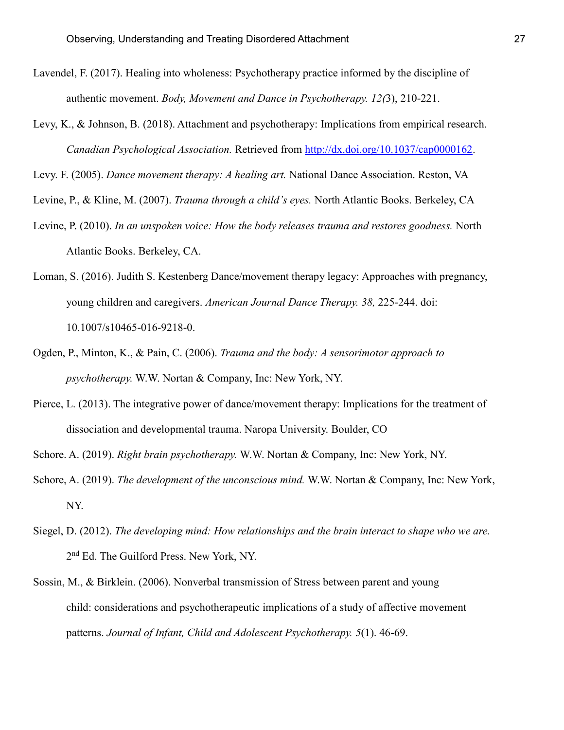Lavendel, F. (2017). Healing into wholeness: Psychotherapy practice informed by the discipline of authentic movement. *Body, Movement and Dance in Psychotherapy. 12(*3), 210-221.

Levy, K., & Johnson, B. (2018). Attachment and psychotherapy: Implications from empirical research. *Canadian Psychological Association.* Retrieved from http://dx.doi.org/10.1037/cap0000162.

Levy. F. (2005). *Dance movement therapy: A healing art.* National Dance Association. Reston, VA

Levine, P., & Kline, M. (2007). *Trauma through a child's eyes.* North Atlantic Books. Berkeley, CA

Levine, P. (2010). *In an unspoken voice: How the body releases trauma and restores goodness.* North Atlantic Books. Berkeley, CA.

Loman, S. (2016). Judith S. Kestenberg Dance/movement therapy legacy: Approaches with pregnancy, young children and caregivers. *American Journal Dance Therapy. 38,* 225-244. doi: 10.1007/s10465-016-9218-0.

Ogden, P., Minton, K., & Pain, C. (2006). *Trauma and the body: A sensorimotor approach to psychotherapy.* W.W. Nortan & Company, Inc: New York, NY.

Pierce, L. (2013). The integrative power of dance/movement therapy: Implications for the treatment of dissociation and developmental trauma. Naropa University. Boulder, CO

Schore. A. (2019). *Right brain psychotherapy.* W.W. Nortan & Company, Inc: New York, NY.

Schore, A. (2019). *The development of the unconscious mind.* W.W. Nortan & Company, Inc: New York, NY.

Siegel, D. (2012). *The developing mind: How relationships and the brain interact to shape who we are.* 2nd Ed. The Guilford Press. New York, NY.

Sossin, M., & Birklein. (2006). Nonverbal transmission of Stress between parent and young child: considerations and psychotherapeutic implications of a study of affective movement patterns. *Journal of Infant, Child and Adolescent Psychotherapy. 5*(1). 46-69.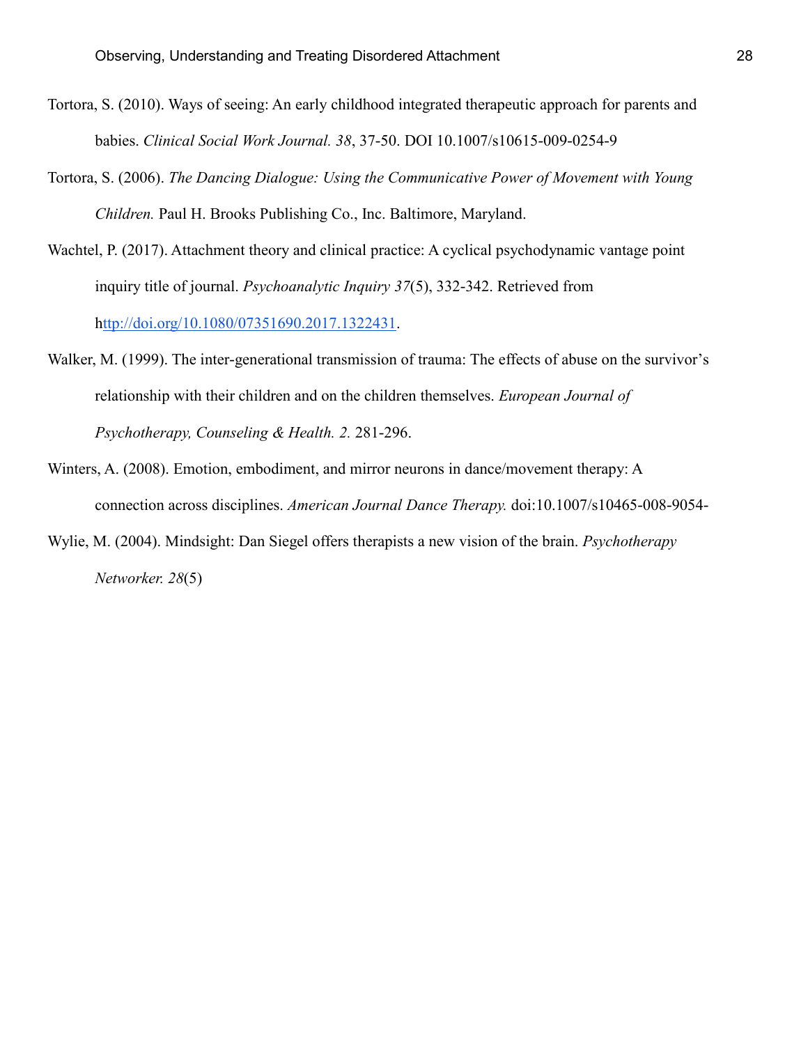Tortora, S. (2010). Ways of seeing: An early childhood integrated therapeutic approach for parents and babies. *Clinical Social Work Journal. 38*, 37-50. DOI 10.1007/s10615-009-0254-9

Tortora, S. (2006). *The Dancing Dialogue: Using the Communicative Power of Movement with Young Children.* Paul H. Brooks Publishing Co., Inc. Baltimore, Maryland.

Wachtel, P. (2017). Attachment theory and clinical practice: A cyclical psychodynamic vantage point inquiry title of journal. *Psychoanalytic Inquiry 37*(5), 332-342. Retrieved from http://doi.org/10.1080/07351690.2017.1322431.

Walker, M. (1999). The inter-generational transmission of trauma: The effects of abuse on the survivor's relationship with their children and on the children themselves. *European Journal of Psychotherapy, Counseling & Health. 2.* 281-296.

Winters, A. (2008). Emotion, embodiment, and mirror neurons in dance/movement therapy: A connection across disciplines. *American Journal Dance Therapy.* doi:10.1007/s10465-008-9054-

Wylie, M. (2004). Mindsight: Dan Siegel offers therapists a new vision of the brain. *Psychotherapy Networker. 28*(5)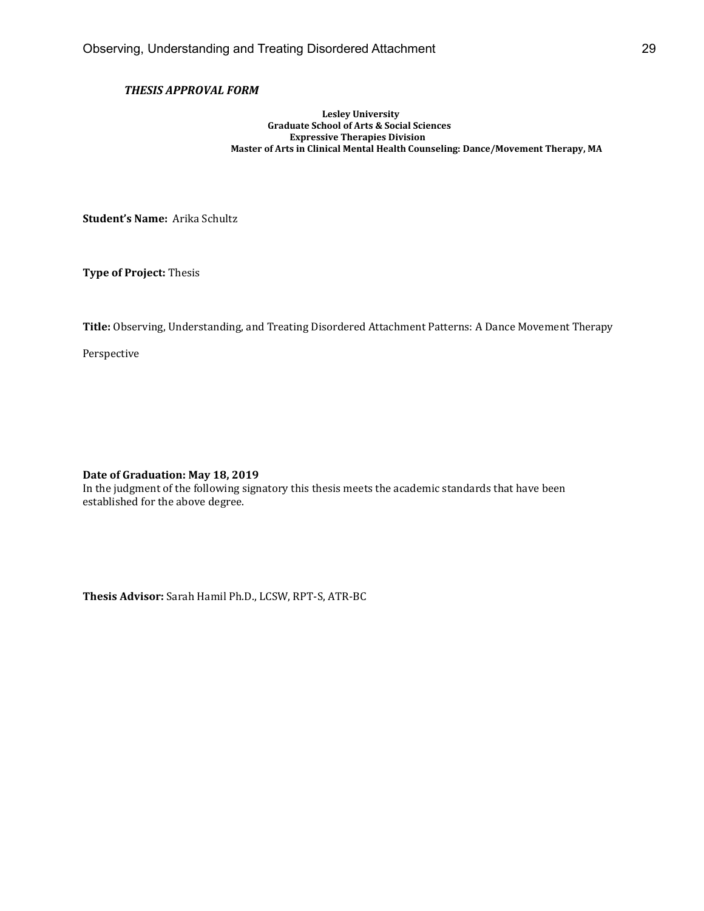***THESIS APPROVAL FORM***

**Lesley University**
**Graduate School of Arts & Social Sciences**
**Expressive Therapies Division**
**Master of Arts in Clinical Mental Health Counseling: Dance/Movement Therapy, MA**

**Student's Name:** Arika Schultz

**Type of Project:** Thesis

**Title:** Observing, Understanding, and Treating Disordered Attachment Patterns: A Dance Movement Therapy Perspective

**Date of Graduation: May 18, 2019**
In the judgment of the following signatory this thesis meets the academic standards that have been established for the above degree.

**Thesis Advisor:** Sarah Hamil Ph.D., LCSW, RPT-S, ATR-BC